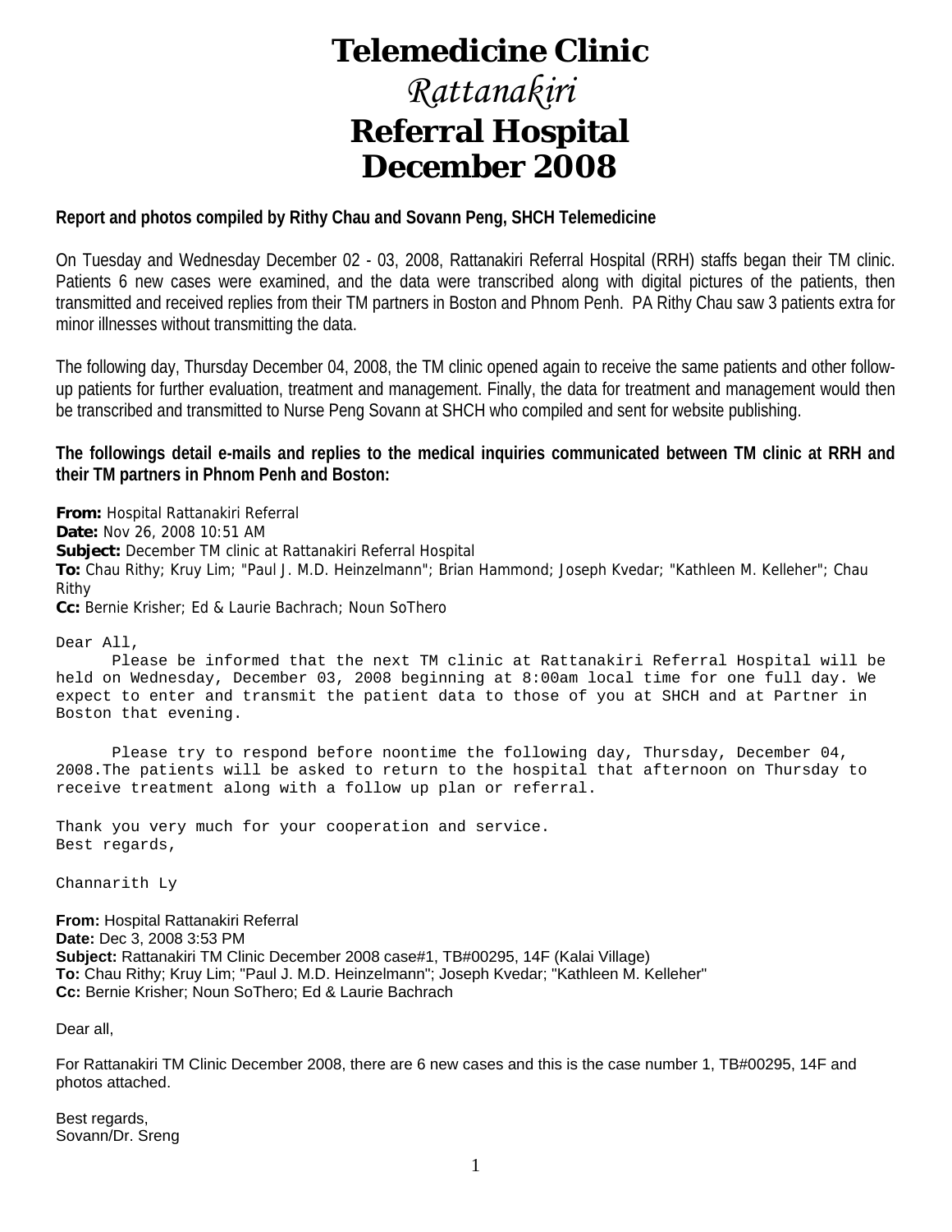# Telemedicine Clinic

## *Rattanakiri*

# Referral Hospital
# December 2008

**Report and photos compiled by Rithy Chau and Sovann Peng, SHCH Telemedicine**

On Tuesday and Wednesday December 02 - 03, 2008, Rattanakiri Referral Hospital (RRH) staffs began their TM clinic. Patients 6 new cases were examined, and the data were transcribed along with digital pictures of the patients, then transmitted and received replies from their TM partners in Boston and Phnom Penh. PA Rithy Chau saw 3 patients extra for minor illnesses without transmitting the data.

The following day, Thursday December 04, 2008, the TM clinic opened again to receive the same patients and other follow-up patients for further evaluation, treatment and management. Finally, the data for treatment and management would then be transcribed and transmitted to Nurse Peng Sovann at SHCH who compiled and sent for website publishing.

**The followings detail e-mails and replies to the medical inquiries communicated between TM clinic at RRH and their TM partners in Phnom Penh and Boston:**

**From:** Hospital Rattanakiri Referral  
**Date:** Nov 26, 2008 10:51 AM  
**Subject:** December TM clinic at Rattanakiri Referral Hospital  
**To:** Chau Rithy; Kruy Lim; "Paul J. M.D. Heinzelmann"; Brian Hammond; Joseph Kvedar; "Kathleen M. Kelleher"; Chau Rithy  
**Cc:** Bernie Krisher; Ed & Laurie Bachrach; Noun SoThero

```
Dear All,
      Please be informed that the next TM clinic at Rattanakiri Referral Hospital will be
held on Wednesday, December 03, 2008 beginning at 8:00am local time for one full day. We
expect to enter and transmit the patient data to those of you at SHCH and at Partner in
Boston that evening.

      Please try to respond before noontime the following day, Thursday, December 04,
2008.The patients will be asked to return to the hospital that afternoon on Thursday to
receive treatment along with a follow up plan or referral.

Thank you very much for your cooperation and service.
Best regards,

Channarith Ly
```

**From:** Hospital Rattanakiri Referral  
**Date:** Dec 3, 2008 3:53 PM  
**Subject:** Rattanakiri TM Clinic December 2008 case#1, TB#00295, 14F (Kalai Village)  
**To:** Chau Rithy; Kruy Lim; "Paul J. M.D. Heinzelmann"; Joseph Kvedar; "Kathleen M. Kelleher"  
**Cc:** Bernie Krisher; Noun SoThero; Ed & Laurie Bachrach

Dear all,

For Rattanakiri TM Clinic December 2008, there are 6 new cases and this is the case number 1, TB#00295, 14F and photos attached.

Best regards,  
Sovann/Dr. Sreng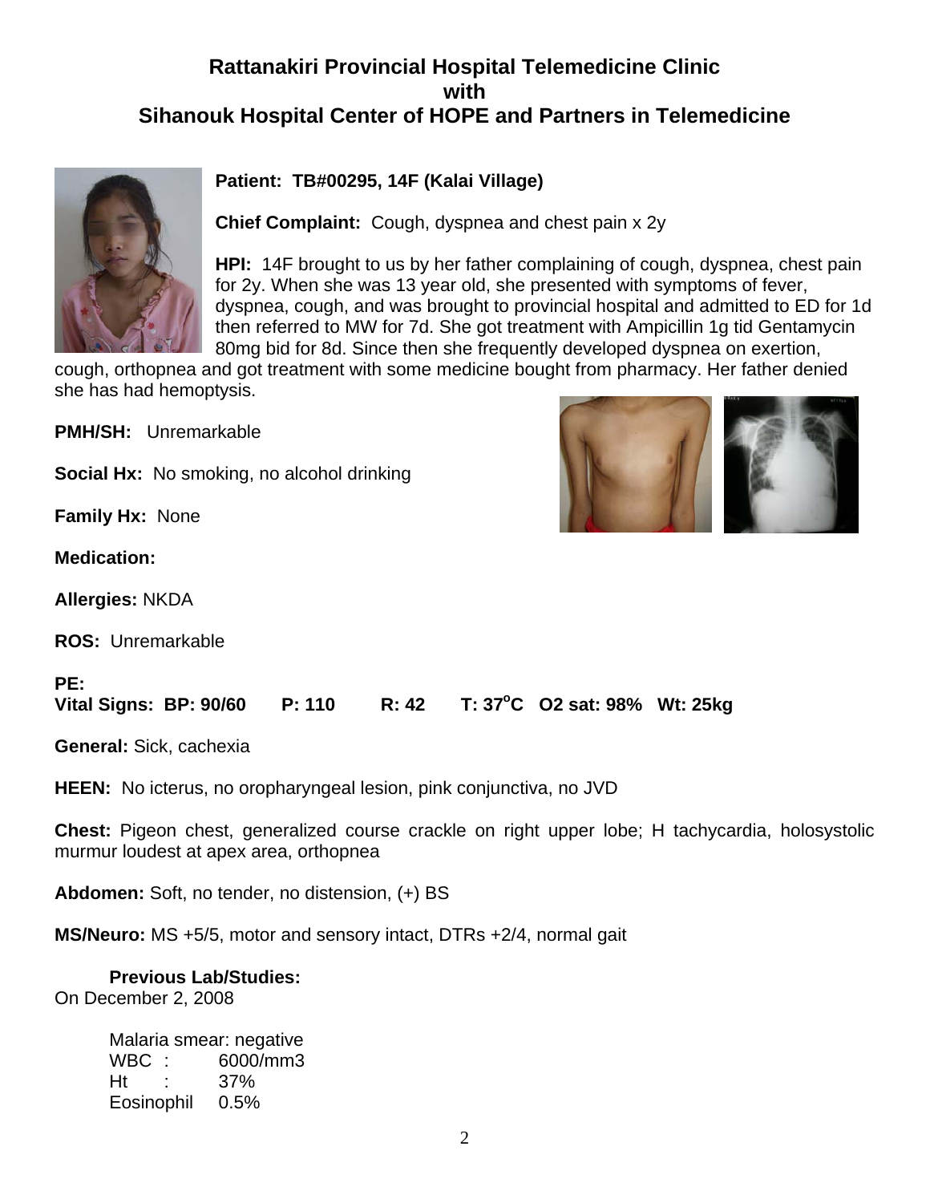# Rattanakiri Provincial Hospital Telemedicine Clinic
# with
# Sihanouk Hospital Center of HOPE and Partners in Telemedicine

**Patient: TB#00295, 14F (Kalai Village)**

**Chief Complaint:** Cough, dyspnea and chest pain x 2y

**HPI:** 14F brought to us by her father complaining of cough, dyspnea, chest pain for 2y. When she was 13 year old, she presented with symptoms of fever, dyspnea, cough, and was brought to provincial hospital and admitted to ED for 1d then referred to MW for 7d. She got treatment with Ampicillin 1g tid Gentamycin 80mg bid for 8d. Since then she frequently developed dyspnea on exertion, cough, orthopnea and got treatment with some medicine bought from pharmacy. Her father denied she has had hemoptysis.

**PMH/SH:** Unremarkable

**Social Hx:** No smoking, no alcohol drinking

**Family Hx:** None

**Medication:**

**Allergies:** NKDA

**ROS:** Unremarkable

**PE:**

**Vital Signs: BP: 90/60 P: 110 R: 42 T: 37$^{o}$C O2 sat: 98% Wt: 25kg**

**General:** Sick, cachexia

**HEEN:** No icterus, no oropharyngeal lesion, pink conjunctiva, no JVD

**Chest:** Pigeon chest, generalized course crackle on right upper lobe; H tachycardia, holosystolic murmur loudest at apex area, orthopnea

**Abdomen:** Soft, no tender, no distension, (+) BS

**MS/Neuro:** MS +5/5, motor and sensory intact, DTRs +2/4, normal gait

**Previous Lab/Studies:**

On December 2, 2008

Malaria smear: negative
WBC : 6000/mm3
Ht : 37%
Eosinophil 0.5%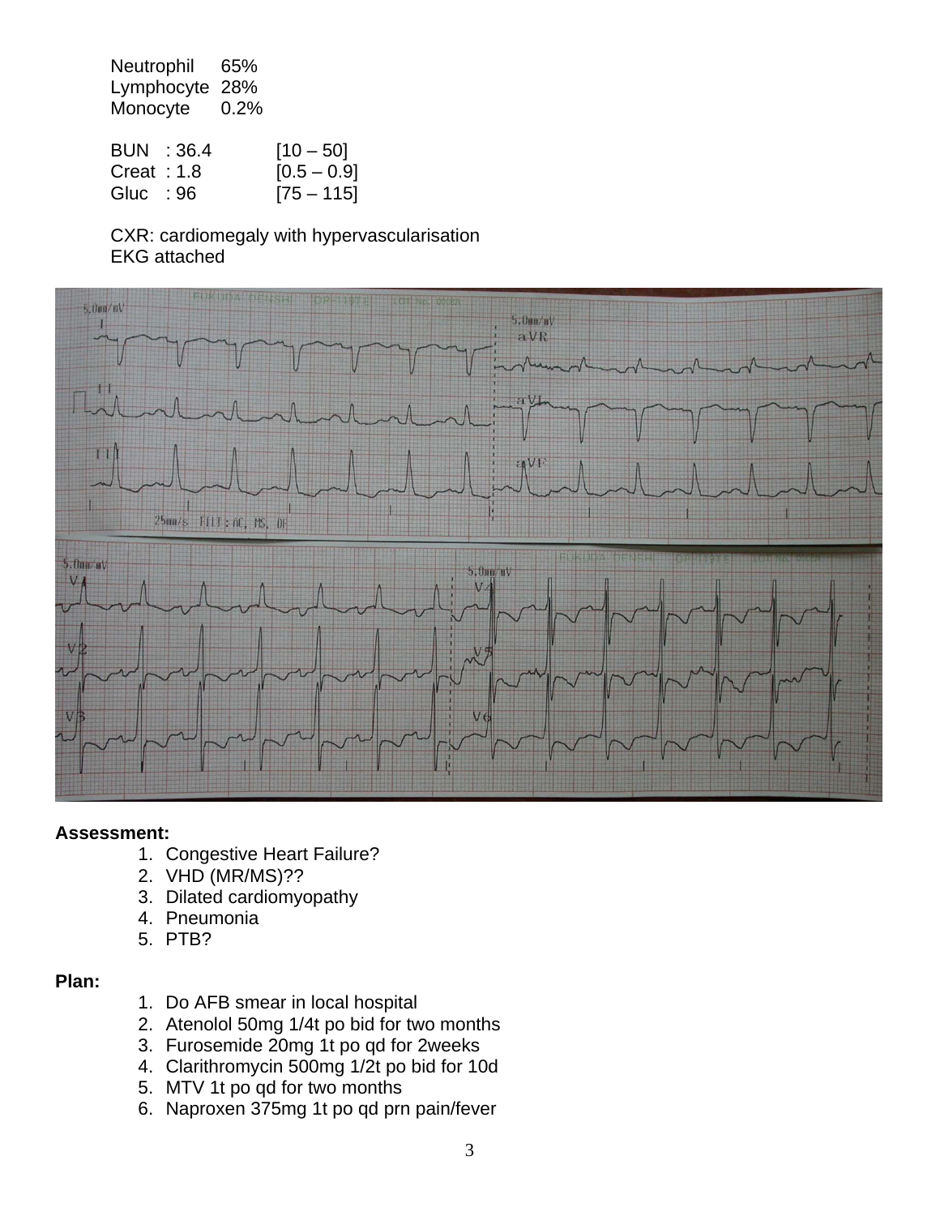| | |
|---|---|
| Neutrophil | 65% |
| Lymphocyte | 28% |
| Monocyte | 0.2% |

| | | |
|---|---|---|
| BUN | : 36.4 | [10 – 50] |
| Creat | : 1.8 | [0.5 – 0.9] |
| Gluc | : 96 | [75 – 115] |

CXR: cardiomegaly with hypervascularisation
EKG attached

**Assessment:**

1. Congestive Heart Failure?
2. VHD (MR/MS)??
3. Dilated cardiomyopathy
4. Pneumonia
5. PTB?

**Plan:**

1. Do AFB smear in local hospital
2. Atenolol 50mg 1/4t po bid for two months
3. Furosemide 20mg 1t po qd for 2weeks
4. Clarithromycin 500mg 1/2t po bid for 10d
5. MTV 1t po qd for two months
6. Naproxen 375mg 1t po qd prn pain/fever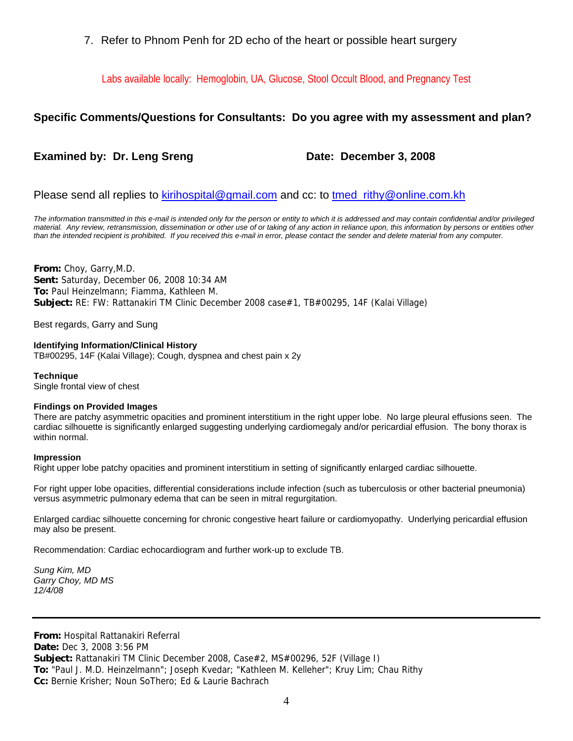7. Refer to Phnom Penh for 2D echo of the heart or possible heart surgery

Labs available locally: Hemoglobin, UA, Glucose, Stool Occult Blood, and Pregnancy Test

**Specific Comments/Questions for Consultants: Do you agree with my assessment and plan?**

**Examined by: Dr. Leng Sreng** **Date: December 3, 2008**

Please send all replies to kirihospital@gmail.com and cc: to tmed_rithy@online.com.kh

*The information transmitted in this e-mail is intended only for the person or entity to which it is addressed and may contain confidential and/or privileged material. Any review, retransmission, dissemination or other use of or taking of any action in reliance upon, this information by persons or entities other than the intended recipient is prohibited. If you received this e-mail in error, please contact the sender and delete material from any computer.*

**From:** Choy, Garry,M.D.
**Sent:** Saturday, December 06, 2008 10:34 AM
**To:** Paul Heinzelmann; Fiamma, Kathleen M.
**Subject:** RE: FW: Rattanakiri TM Clinic December 2008 case#1, TB#00295, 14F (Kalai Village)

Best regards, Garry and Sung

**Identifying Information/Clinical History**
TB#00295, 14F (Kalai Village); Cough, dyspnea and chest pain x 2y

**Technique**
Single frontal view of chest

**Findings on Provided Images**
There are patchy asymmetric opacities and prominent interstitium in the right upper lobe. No large pleural effusions seen. The cardiac silhouette is significantly enlarged suggesting underlying cardiomegaly and/or pericardial effusion. The bony thorax is within normal.

**Impression**
Right upper lobe patchy opacities and prominent interstitium in setting of significantly enlarged cardiac silhouette.

For right upper lobe opacities, differential considerations include infection (such as tuberculosis or other bacterial pneumonia) versus asymmetric pulmonary edema that can be seen in mitral regurgitation.

Enlarged cardiac silhouette concerning for chronic congestive heart failure or cardiomyopathy. Underlying pericardial effusion may also be present.

Recommendation: Cardiac echocardiogram and further work-up to exclude TB.

*Sung Kim, MD*
*Garry Choy, MD MS*
*12/4/08*

---

**From:** Hospital Rattanakiri Referral
**Date:** Dec 3, 2008 3:56 PM
**Subject:** Rattanakiri TM Clinic December 2008, Case#2, MS#00296, 52F (Village I)
**To:** "Paul J. M.D. Heinzelmann"; Joseph Kvedar; "Kathleen M. Kelleher"; Kruy Lim; Chau Rithy
**Cc:** Bernie Krisher; Noun SoThero; Ed & Laurie Bachrach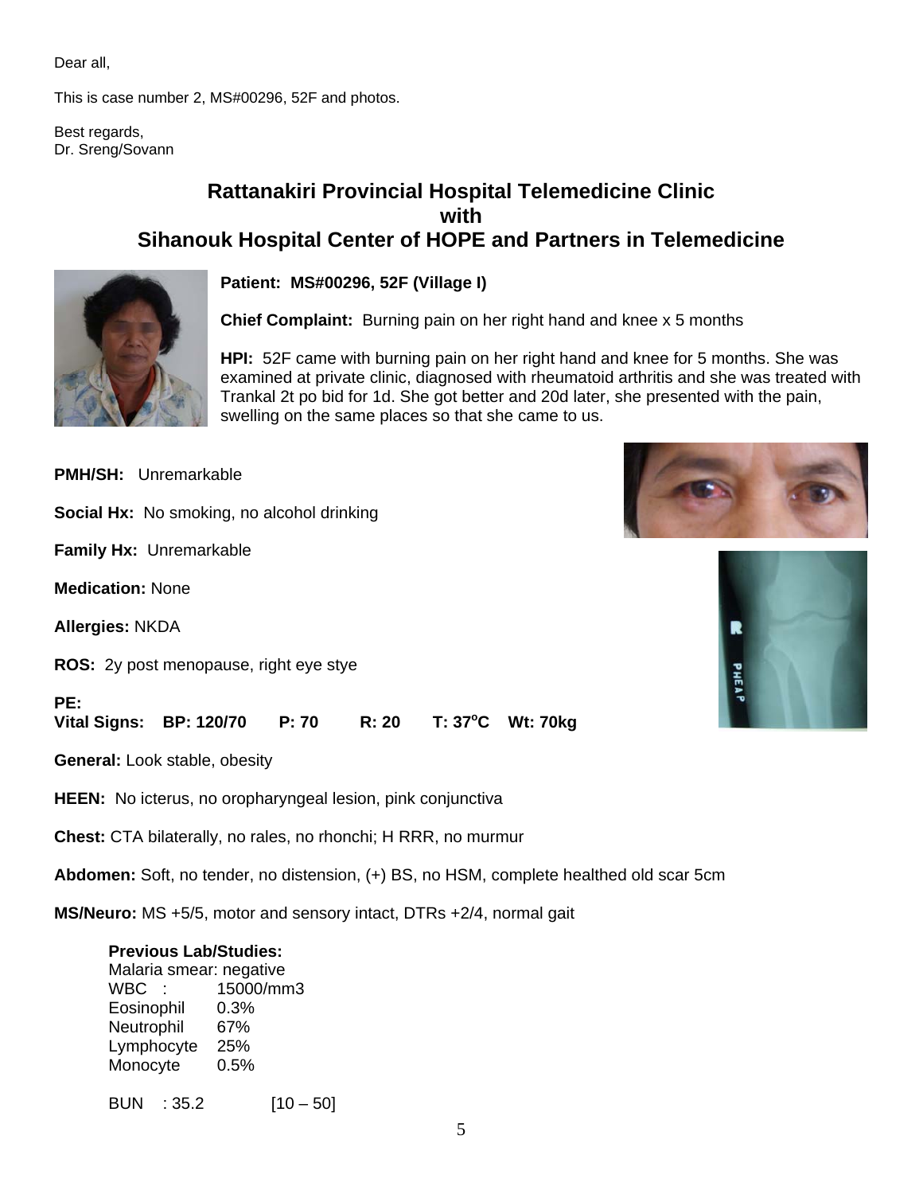Dear all,

This is case number 2, MS#00296, 52F and photos.

Best regards,
Dr. Sreng/Sovann

## Rattanakiri Provincial Hospital Telemedicine Clinic
## with
## Sihanouk Hospital Center of HOPE and Partners in Telemedicine

**Patient: MS#00296, 52F (Village I)**

**Chief Complaint:** Burning pain on her right hand and knee x 5 months

**HPI:** 52F came with burning pain on her right hand and knee for 5 months. She was examined at private clinic, diagnosed with rheumatoid arthritis and she was treated with Trankal 2t po bid for 1d. She got better and 20d later, she presented with the pain, swelling on the same places so that she came to us.

**PMH/SH:** Unremarkable

**Social Hx:** No smoking, no alcohol drinking

**Family Hx:** Unremarkable

**Medication:** None

**Allergies:** NKDA

**ROS:** 2y post menopause, right eye stye

**PE:**
**Vital Signs: BP: 120/70 P: 70 R: 20 T: 37°C Wt: 70kg**

**General:** Look stable, obesity

**HEEN:** No icterus, no oropharyngeal lesion, pink conjunctiva

**Chest:** CTA bilaterally, no rales, no rhonchi; H RRR, no murmur

**Abdomen:** Soft, no tender, no distension, (+) BS, no HSM, complete healthed old scar 5cm

**MS/Neuro:** MS +5/5, motor and sensory intact, DTRs +2/4, normal gait

**Previous Lab/Studies:**

Malaria smear: negative

| | |
|---|---|
| WBC : | 15000/mm3 |
| Eosinophil | 0.3% |
| Neutrophil | 67% |
| Lymphocyte | 25% |
| Monocyte | 0.5% |

BUN : 35.2 [10 – 50]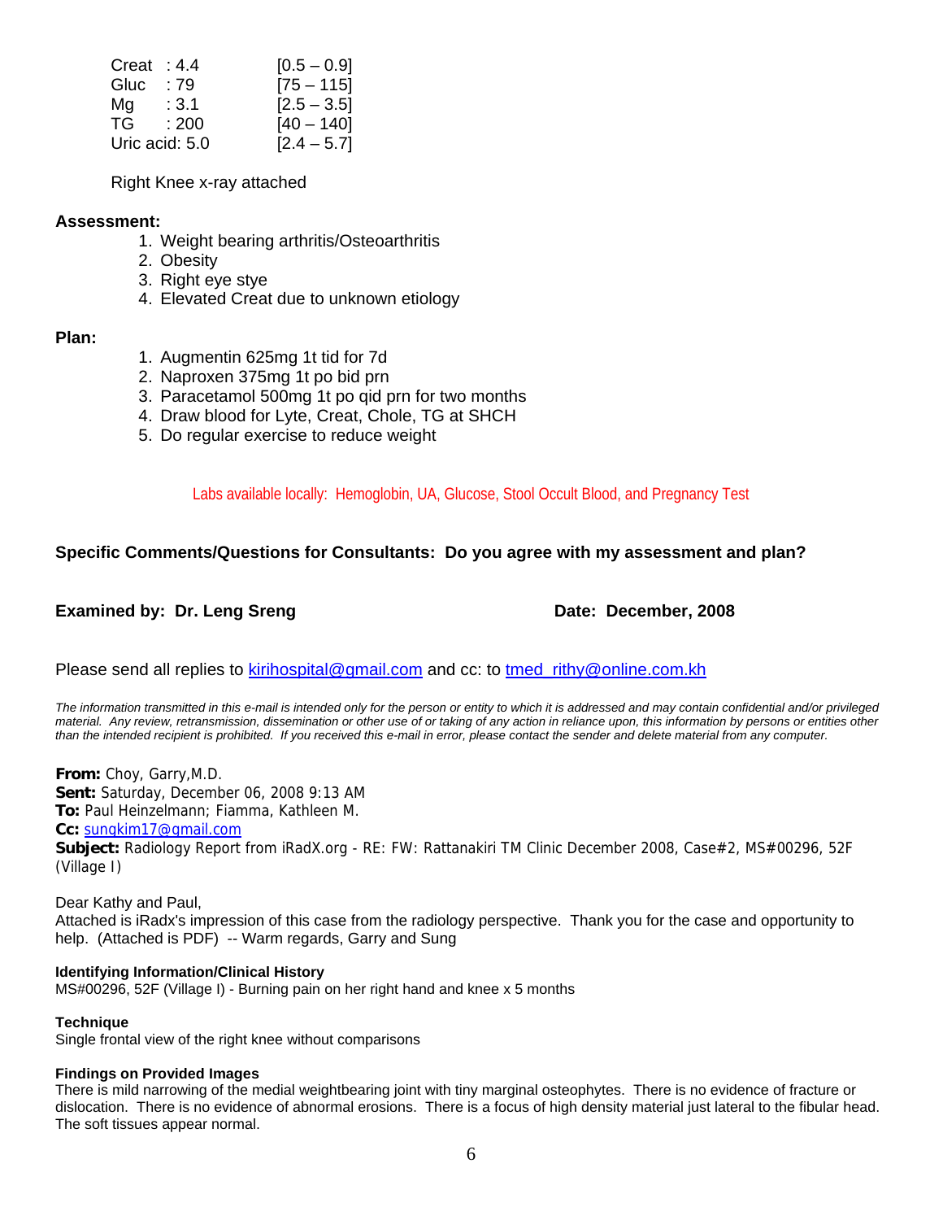| | | |
|---|---|---|
| Creat | : 4.4 | [0.5 – 0.9] |
| Gluc | : 79 | [75 – 115] |
| Mg | : 3.1 | [2.5 – 3.5] |
| TG | : 200 | [40 – 140] |
| Uric acid: 5.0 | | [2.4 – 5.7] |

Right Knee x-ray attached

**Assessment:**

1. Weight bearing arthritis/Osteoarthritis
2. Obesity
3. Right eye stye
4. Elevated Creat due to unknown etiology

**Plan:**

1. Augmentin 625mg 1t tid for 7d
2. Naproxen 375mg 1t po bid prn
3. Paracetamol 500mg 1t po qid prn for two months
4. Draw blood for Lyte, Creat, Chole, TG at SHCH
5. Do regular exercise to reduce weight

Labs available locally: Hemoglobin, UA, Glucose, Stool Occult Blood, and Pregnancy Test

**Specific Comments/Questions for Consultants: Do you agree with my assessment and plan?**

**Examined by: Dr. Leng Sreng** **Date: December, 2008**

Please send all replies to kirihospital@gmail.com and cc: to tmed_rithy@online.com.kh

*The information transmitted in this e-mail is intended only for the person or entity to which it is addressed and may contain confidential and/or privileged material. Any review, retransmission, dissemination or other use of or taking of any action in reliance upon, this information by persons or entities other than the intended recipient is prohibited. If you received this e-mail in error, please contact the sender and delete material from any computer.*

**From:** Choy, Garry,M.D.
**Sent:** Saturday, December 06, 2008 9:13 AM
**To:** Paul Heinzelmann; Fiamma, Kathleen M.
**Cc:** sungkim17@gmail.com
**Subject:** Radiology Report from iRadX.org - RE: FW: Rattanakiri TM Clinic December 2008, Case#2, MS#00296, 52F (Village I)

Dear Kathy and Paul,
Attached is iRadx's impression of this case from the radiology perspective. Thank you for the case and opportunity to help. (Attached is PDF) -- Warm regards, Garry and Sung

**Identifying Information/Clinical History**
MS#00296, 52F (Village I) - Burning pain on her right hand and knee x 5 months

**Technique**
Single frontal view of the right knee without comparisons

**Findings on Provided Images**
There is mild narrowing of the medial weightbearing joint with tiny marginal osteophytes. There is no evidence of fracture or dislocation. There is no evidence of abnormal erosions. There is a focus of high density material just lateral to the fibular head. The soft tissues appear normal.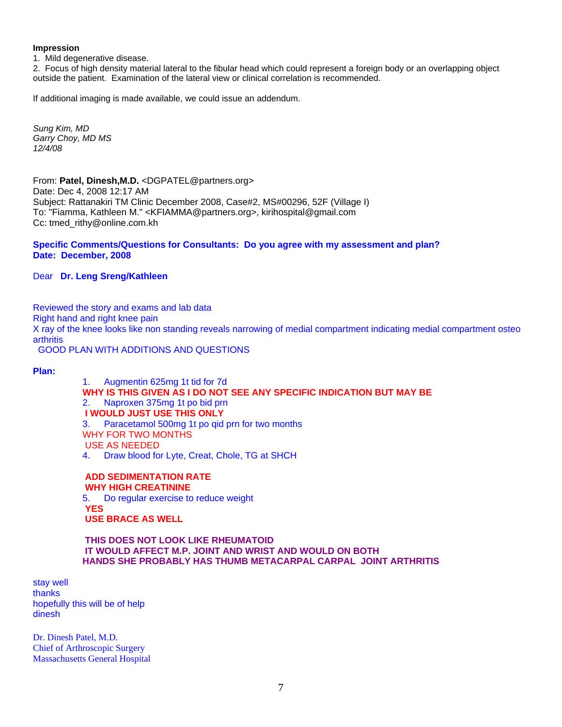**Impression**

1. Mild degenerative disease.
2. Focus of high density material lateral to the fibular head which could represent a foreign body or an overlapping object outside the patient. Examination of the lateral view or clinical correlation is recommended.

If additional imaging is made available, we could issue an addendum.

*Sung Kim, MD*
*Garry Choy, MD MS*
*12/4/08*

From: **Patel, Dinesh,M.D.** <DGPATEL@partners.org>
Date: Dec 4, 2008 12:17 AM
Subject: Rattanakiri TM Clinic December 2008, Case#2, MS#00296, 52F (Village I)
To: "Fiamma, Kathleen M." <KFIAMMA@partners.org>, kirihospital@gmail.com
Cc: tmed_rithy@online.com.kh

**Specific Comments/Questions for Consultants: Do you agree with my assessment and plan?**
**Date: December, 2008**

Dear **Dr. Leng Sreng/Kathleen**

Reviewed the story and exams and lab data
Right hand and right knee pain
X ray of the knee looks like non standing reveals narrowing of medial compartment indicating medial compartment osteo arthritis
GOOD PLAN WITH ADDITIONS AND QUESTIONS

**Plan:**

1. Augmentin 625mg 1t tid for 7d
   **WHY IS THIS GIVEN AS I DO NOT SEE ANY SPECIFIC INDICATION BUT MAY BE**
2. Naproxen 375mg 1t po bid prn
   **I WOULD JUST USE THIS ONLY**
3. Paracetamol 500mg 1t po qid prn for two months
   WHY FOR TWO MONTHS
   USE AS NEEDED
4. Draw blood for Lyte, Creat, Chole, TG at SHCH

   **ADD SEDIMENTATION RATE**
   **WHY HIGH CREATININE**
5. Do regular exercise to reduce weight
   **YES**
   **USE BRACE AS WELL**

**THIS DOES NOT LOOK LIKE RHEUMATOID**
**IT WOULD AFFECT M.P. JOINT AND WRIST AND WOULD ON BOTH HANDS SHE PROBABLY HAS THUMB METACARPAL CARPAL JOINT ARTHRITIS**

stay well
thanks
hopefully this will be of help
dinesh

Dr. Dinesh Patel, M.D.
Chief of Arthroscopic Surgery
Massachusetts General Hospital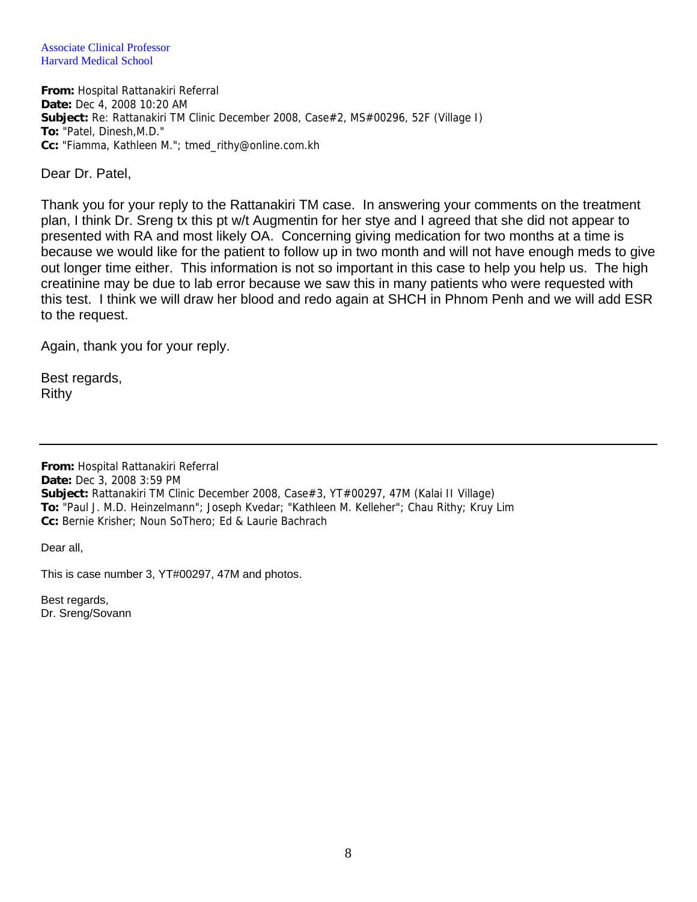Associate Clinical Professor
Harvard Medical School

**From:** Hospital Rattanakiri Referral
**Date:** Dec 4, 2008 10:20 AM
**Subject:** Re: Rattanakiri TM Clinic December 2008, Case#2, MS#00296, 52F (Village I)
**To:** "Patel, Dinesh,M.D."
**Cc:** "Fiamma, Kathleen M."; tmed_rithy@online.com.kh

Dear Dr. Patel,

Thank you for your reply to the Rattanakiri TM case. In answering your comments on the treatment plan, I think Dr. Sreng tx this pt w/t Augmentin for her stye and I agreed that she did not appear to presented with RA and most likely OA. Concerning giving medication for two months at a time is because we would like for the patient to follow up in two month and will not have enough meds to give out longer time either. This information is not so important in this case to help you help us. The high creatinine may be due to lab error because we saw this in many patients who were requested with this test. I think we will draw her blood and redo again at SHCH in Phnom Penh and we will add ESR to the request.

Again, thank you for your reply.

Best regards,
Rithy

---

**From:** Hospital Rattanakiri Referral
**Date:** Dec 3, 2008 3:59 PM
**Subject:** Rattanakiri TM Clinic December 2008, Case#3, YT#00297, 47M (Kalai II Village)
**To:** "Paul J. M.D. Heinzelmann"; Joseph Kvedar; "Kathleen M. Kelleher"; Chau Rithy; Kruy Lim
**Cc:** Bernie Krisher; Noun SoThero; Ed & Laurie Bachrach

Dear all,

This is case number 3, YT#00297, 47M and photos.

Best regards,
Dr. Sreng/Sovann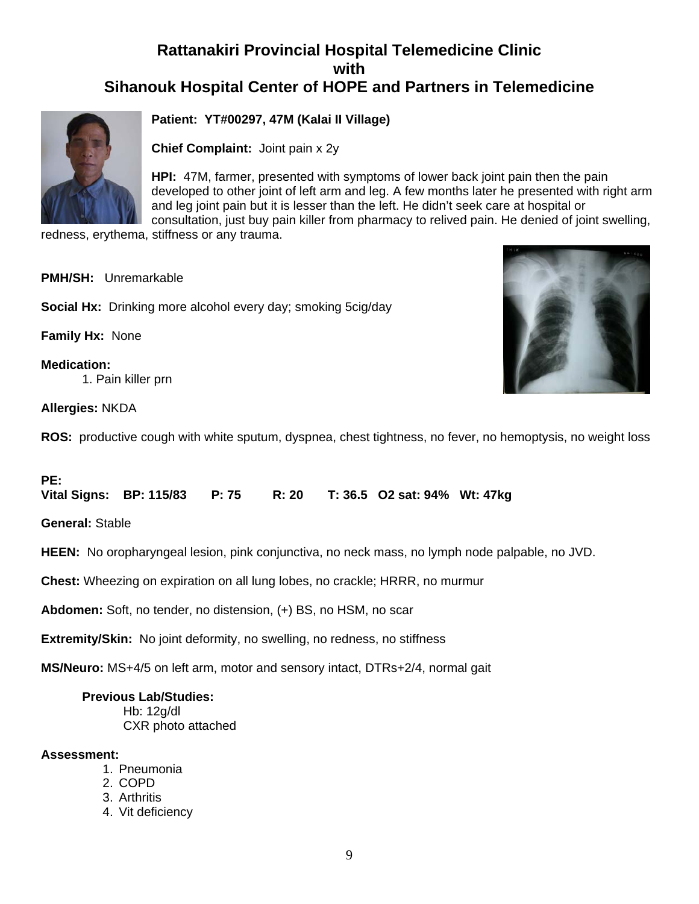# Rattanakiri Provincial Hospital Telemedicine Clinic
# with
# Sihanouk Hospital Center of HOPE and Partners in Telemedicine

**Patient: YT#00297, 47M (Kalai II Village)**

**Chief Complaint:** Joint pain x 2y

**HPI:** 47M, farmer, presented with symptoms of lower back joint pain then the pain developed to other joint of left arm and leg. A few months later he presented with right arm and leg joint pain but it is lesser than the left. He didn't seek care at hospital or consultation, just buy pain killer from pharmacy to relived pain. He denied of joint swelling, redness, erythema, stiffness or any trauma.

**PMH/SH:** Unremarkable

**Social Hx:** Drinking more alcohol every day; smoking 5cig/day

**Family Hx:** None

**Medication:**

1. Pain killer prn

**Allergies:** NKDA

**ROS:** productive cough with white sputum, dyspnea, chest tightness, no fever, no hemoptysis, no weight loss

**PE:**

**Vital Signs: BP: 115/83 P: 75 R: 20 T: 36.5 O2 sat: 94% Wt: 47kg**

**General:** Stable

**HEEN:** No oropharyngeal lesion, pink conjunctiva, no neck mass, no lymph node palpable, no JVD.

**Chest:** Wheezing on expiration on all lung lobes, no crackle; HRRR, no murmur

**Abdomen:** Soft, no tender, no distension, (+) BS, no HSM, no scar

**Extremity/Skin:** No joint deformity, no swelling, no redness, no stiffness

**MS/Neuro:** MS+4/5 on left arm, motor and sensory intact, DTRs+2/4, normal gait

**Previous Lab/Studies:**

Hb: 12g/dl

CXR photo attached

**Assessment:**

1. Pneumonia
2. COPD
3. Arthritis
4. Vit deficiency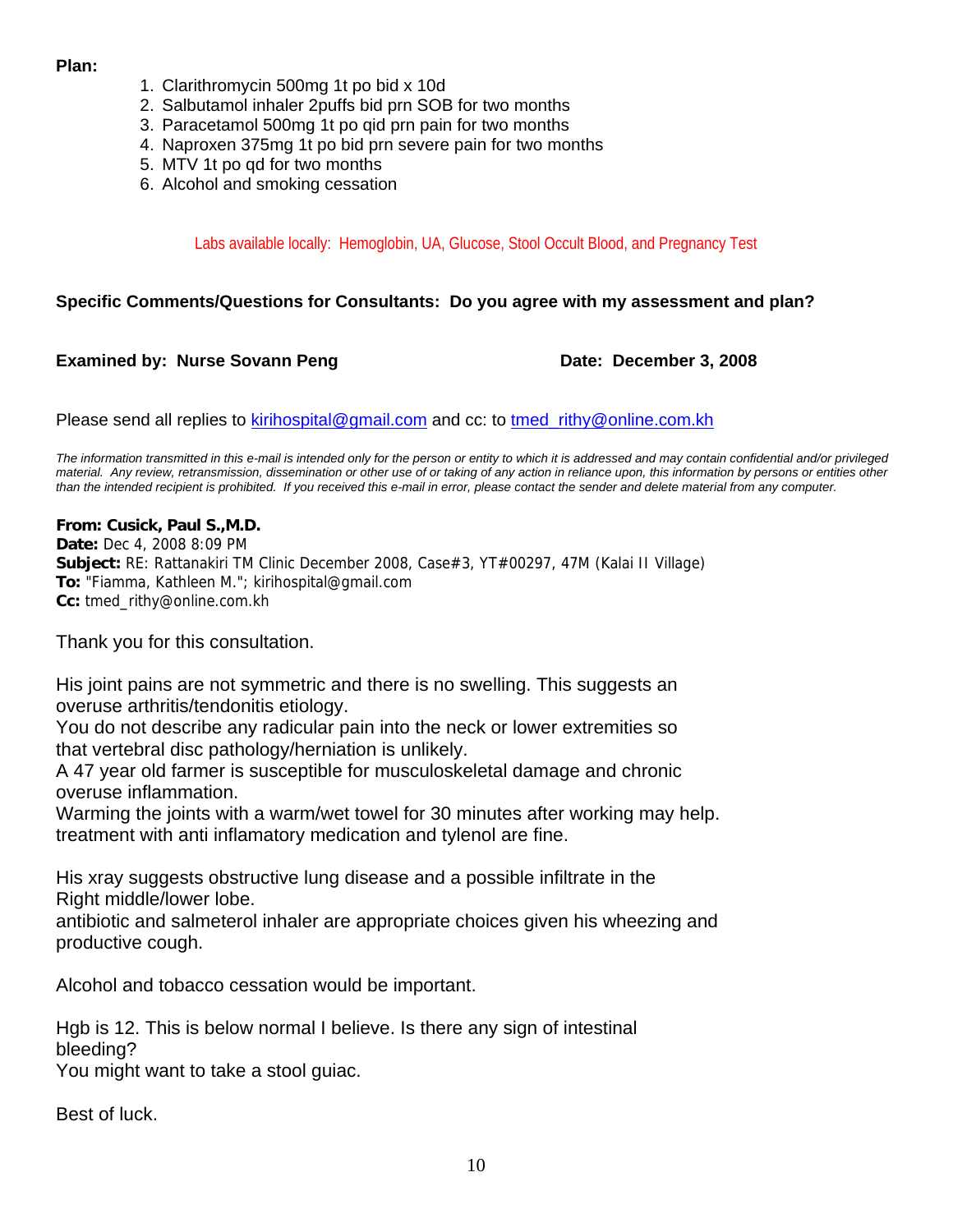**Plan:**

1. Clarithromycin 500mg 1t po bid x 10d
2. Salbutamol inhaler 2puffs bid prn SOB for two months
3. Paracetamol 500mg 1t po qid prn pain for two months
4. Naproxen 375mg 1t po bid prn severe pain for two months
5. MTV 1t po qd for two months
6. Alcohol and smoking cessation

Labs available locally: Hemoglobin, UA, Glucose, Stool Occult Blood, and Pregnancy Test

**Specific Comments/Questions for Consultants: Do you agree with my assessment and plan?**

**Examined by: Nurse Sovann Peng** **Date: December 3, 2008**

Please send all replies to kirihospital@gmail.com and cc: to tmed_rithy@online.com.kh

*The information transmitted in this e-mail is intended only for the person or entity to which it is addressed and may contain confidential and/or privileged material. Any review, retransmission, dissemination or other use of or taking of any action in reliance upon, this information by persons or entities other than the intended recipient is prohibited. If you received this e-mail in error, please contact the sender and delete material from any computer.*

**From: Cusick, Paul S.,M.D.**
**Date:** Dec 4, 2008 8:09 PM
**Subject:** RE: Rattanakiri TM Clinic December 2008, Case#3, YT#00297, 47M (Kalai II Village)
**To:** "Fiamma, Kathleen M."; kirihospital@gmail.com
**Cc:** tmed_rithy@online.com.kh

Thank you for this consultation.

His joint pains are not symmetric and there is no swelling. This suggests an overuse arthritis/tendonitis etiology.
You do not describe any radicular pain into the neck or lower extremities so that vertebral disc pathology/herniation is unlikely.
A 47 year old farmer is susceptible for musculoskeletal damage and chronic overuse inflammation.
Warming the joints with a warm/wet towel for 30 minutes after working may help.
treatment with anti inflamatory medication and tylenol are fine.

His xray suggests obstructive lung disease and a possible infiltrate in the Right middle/lower lobe.
antibiotic and salmeterol inhaler are appropriate choices given his wheezing and productive cough.

Alcohol and tobacco cessation would be important.

Hgb is 12. This is below normal I believe. Is there any sign of intestinal bleeding?
You might want to take a stool guiac.

Best of luck.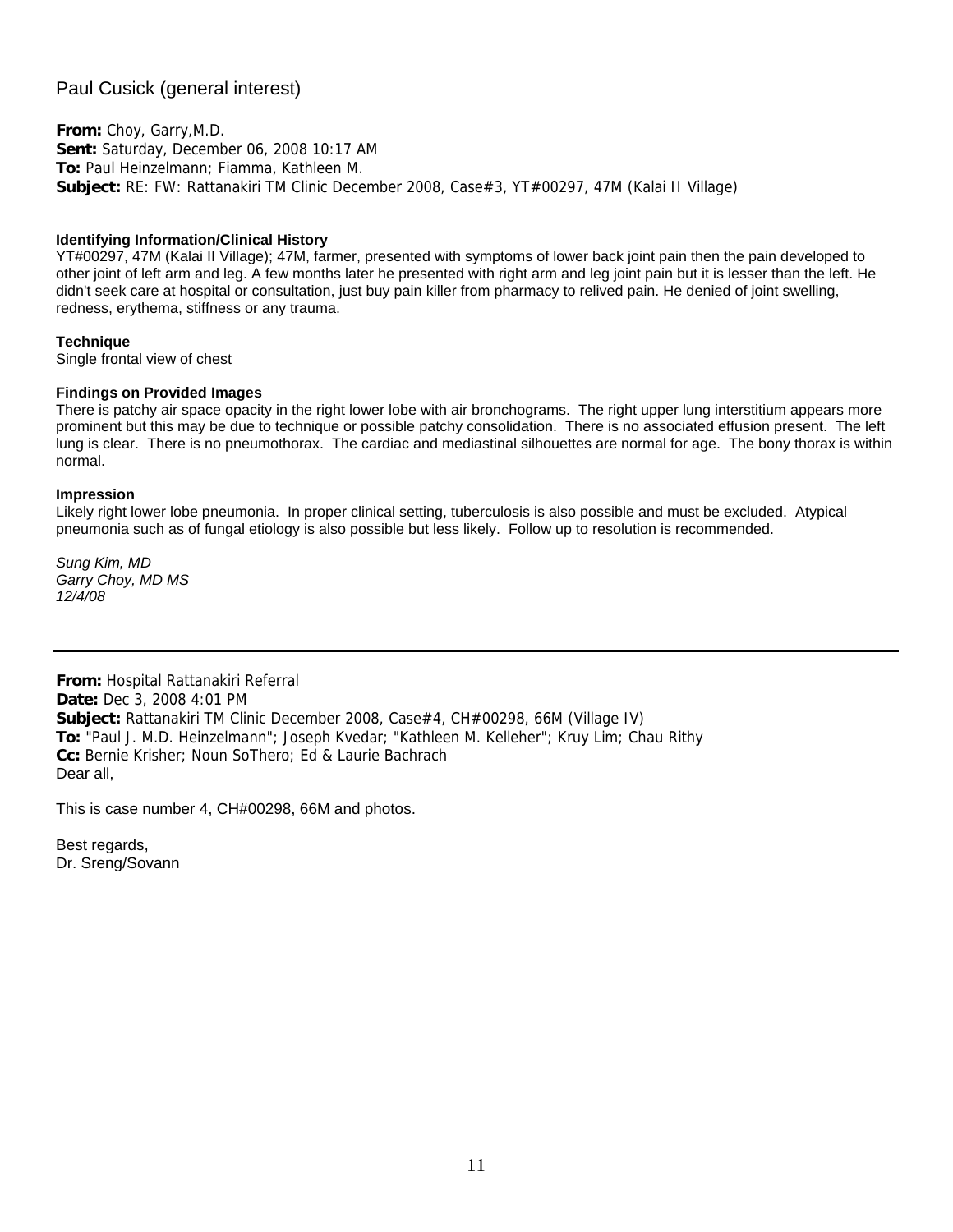Paul Cusick (general interest)

**From:** Choy, Garry,M.D.
**Sent:** Saturday, December 06, 2008 10:17 AM
**To:** Paul Heinzelmann; Fiamma, Kathleen M.
**Subject:** RE: FW: Rattanakiri TM Clinic December 2008, Case#3, YT#00297, 47M (Kalai II Village)

**Identifying Information/Clinical History**
YT#00297, 47M (Kalai II Village); 47M, farmer, presented with symptoms of lower back joint pain then the pain developed to other joint of left arm and leg. A few months later he presented with right arm and leg joint pain but it is lesser than the left. He didn't seek care at hospital or consultation, just buy pain killer from pharmacy to relived pain. He denied of joint swelling, redness, erythema, stiffness or any trauma.

**Technique**
Single frontal view of chest

**Findings on Provided Images**
There is patchy air space opacity in the right lower lobe with air bronchograms. The right upper lung interstitium appears more prominent but this may be due to technique or possible patchy consolidation. There is no associated effusion present. The left lung is clear. There is no pneumothorax. The cardiac and mediastinal silhouettes are normal for age. The bony thorax is within normal.

**Impression**
Likely right lower lobe pneumonia. In proper clinical setting, tuberculosis is also possible and must be excluded. Atypical pneumonia such as of fungal etiology is also possible but less likely. Follow up to resolution is recommended.

*Sung Kim, MD*
*Garry Choy, MD MS*
*12/4/08*

---

**From:** Hospital Rattanakiri Referral
**Date:** Dec 3, 2008 4:01 PM
**Subject:** Rattanakiri TM Clinic December 2008, Case#4, CH#00298, 66M (Village IV)
**To:** "Paul J. M.D. Heinzelmann"; Joseph Kvedar; "Kathleen M. Kelleher"; Kruy Lim; Chau Rithy
**Cc:** Bernie Krisher; Noun SoThero; Ed & Laurie Bachrach
Dear all,

This is case number 4, CH#00298, 66M and photos.

Best regards,
Dr. Sreng/Sovann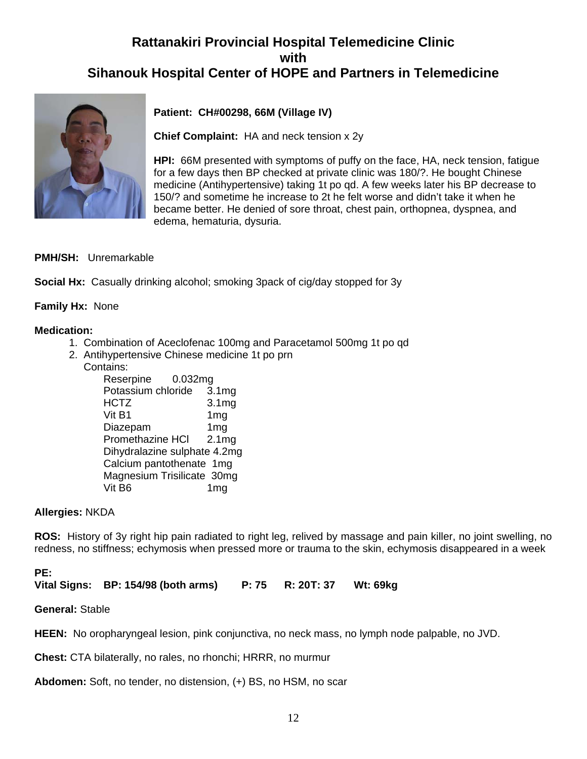## Rattanakiri Provincial Hospital Telemedicine Clinic
## with
## Sihanouk Hospital Center of HOPE and Partners in Telemedicine

**Patient: CH#00298, 66M (Village IV)**

**Chief Complaint:** HA and neck tension x 2y

**HPI:** 66M presented with symptoms of puffy on the face, HA, neck tension, fatigue for a few days then BP checked at private clinic was 180/?. He bought Chinese medicine (Antihypertensive) taking 1t po qd. A few weeks later his BP decrease to 150/? and sometime he increase to 2t he felt worse and didn't take it when he became better. He denied of sore throat, chest pain, orthopnea, dyspnea, and edema, hematuria, dysuria.

**PMH/SH:** Unremarkable

**Social Hx:** Casually drinking alcohol; smoking 3pack of cig/day stopped for 3y

**Family Hx:** None

**Medication:**

1. Combination of Aceclofenac 100mg and Paracetamol 500mg 1t po qd
2. Antihypertensive Chinese medicine 1t po prn
   Contains:
   - Reserpine 0.032mg
   - Potassium chloride 3.1mg
   - HCTZ 3.1mg
   - Vit B1 1mg
   - Diazepam 1mg
   - Promethazine HCl 2.1mg
   - Dihydralazine sulphate 4.2mg
   - Calcium pantothenate 1mg
   - Magnesium Trisilicate 30mg
   - Vit B6 1mg

**Allergies:** NKDA

**ROS:** History of 3y right hip pain radiated to right leg, relived by massage and pain killer, no joint swelling, no redness, no stiffness; echymosis when pressed more or trauma to the skin, echymosis disappeared in a week

**PE:**

**Vital Signs: BP: 154/98 (both arms) P: 75 R: 20T: 37 Wt: 69kg**

**General:** Stable

**HEEN:** No oropharyngeal lesion, pink conjunctiva, no neck mass, no lymph node palpable, no JVD.

**Chest:** CTA bilaterally, no rales, no rhonchi; HRRR, no murmur

**Abdomen:** Soft, no tender, no distension, (+) BS, no HSM, no scar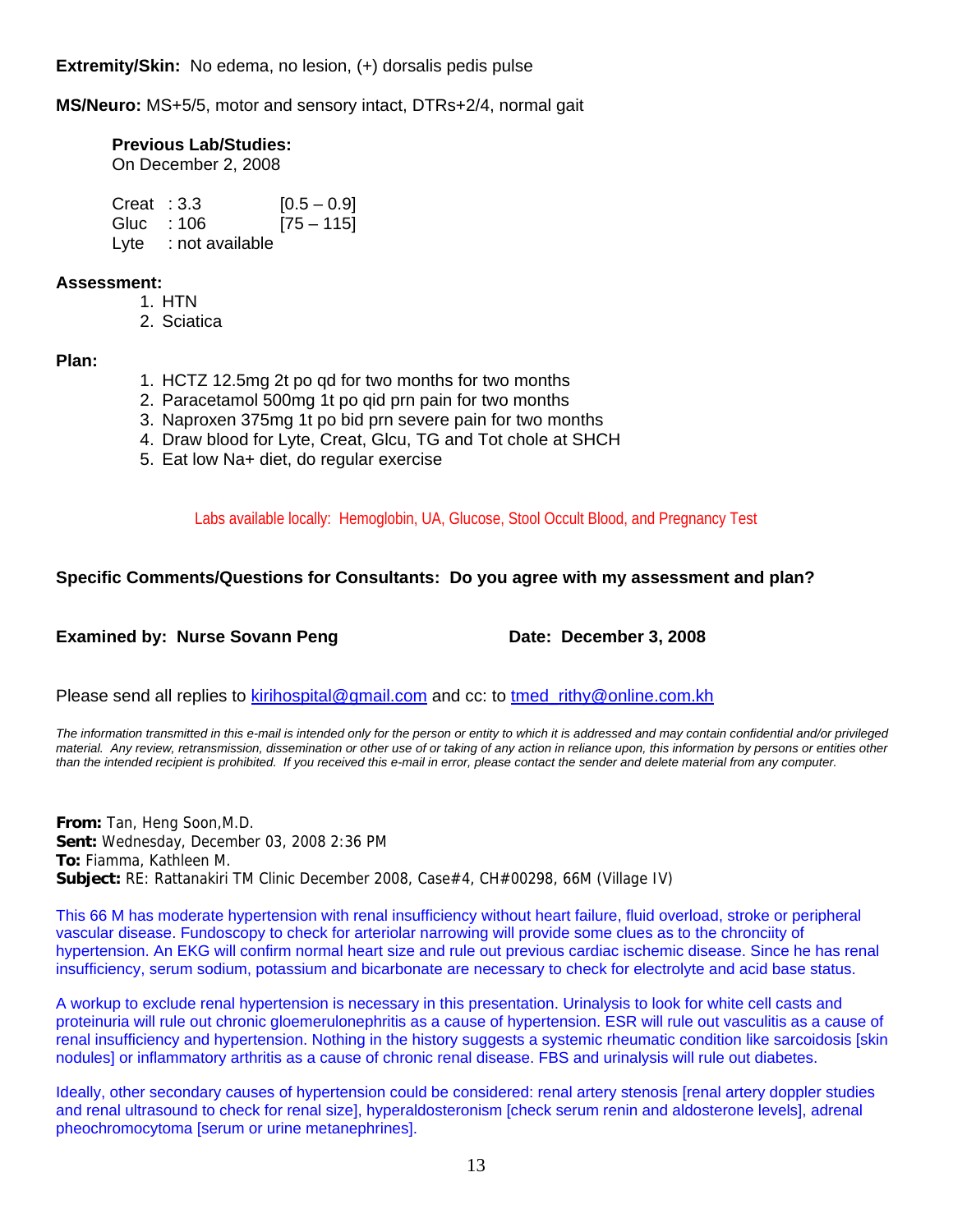**Extremity/Skin:** No edema, no lesion, (+) dorsalis pedis pulse

**MS/Neuro:** MS+5/5, motor and sensory intact, DTRs+2/4, normal gait

**Previous Lab/Studies:**
On December 2, 2008

| | | |
|---|---|---|
| Creat | : 3.3 | [0.5 – 0.9] |
| Gluc | : 106 | [75 – 115] |
| Lyte | : not available | |

**Assessment:**

1. HTN
2. Sciatica

**Plan:**

1. HCTZ 12.5mg 2t po qd for two months for two months
2. Paracetamol 500mg 1t po qid prn pain for two months
3. Naproxen 375mg 1t po bid prn severe pain for two months
4. Draw blood for Lyte, Creat, Glcu, TG and Tot chole at SHCH
5. Eat low Na+ diet, do regular exercise

Labs available locally: Hemoglobin, UA, Glucose, Stool Occult Blood, and Pregnancy Test

**Specific Comments/Questions for Consultants: Do you agree with my assessment and plan?**

**Examined by: Nurse Sovann Peng** **Date: December 3, 2008**

Please send all replies to kirihospital@gmail.com and cc: to tmed_rithy@online.com.kh

*The information transmitted in this e-mail is intended only for the person or entity to which it is addressed and may contain confidential and/or privileged material. Any review, retransmission, dissemination or other use of or taking of any action in reliance upon, this information by persons or entities other than the intended recipient is prohibited. If you received this e-mail in error, please contact the sender and delete material from any computer.*

**From:** Tan, Heng Soon,M.D.
**Sent:** Wednesday, December 03, 2008 2:36 PM
**To:** Fiamma, Kathleen M.
**Subject:** RE: Rattanakiri TM Clinic December 2008, Case#4, CH#00298, 66M (Village IV)

This 66 M has moderate hypertension with renal insufficiency without heart failure, fluid overload, stroke or peripheral vascular disease. Fundoscopy to check for arteriolar narrowing will provide some clues as to the chronciity of hypertension. An EKG will confirm normal heart size and rule out previous cardiac ischemic disease. Since he has renal insufficiency, serum sodium, potassium and bicarbonate are necessary to check for electrolyte and acid base status.

A workup to exclude renal hypertension is necessary in this presentation. Urinalysis to look for white cell casts and proteinuria will rule out chronic gloemerulonephritis as a cause of hypertension. ESR will rule out vasculitis as a cause of renal insufficiency and hypertension. Nothing in the history suggests a systemic rheumatic condition like sarcoidosis [skin nodules] or inflammatory arthritis as a cause of chronic renal disease. FBS and urinalysis will rule out diabetes.

Ideally, other secondary causes of hypertension could be considered: renal artery stenosis [renal artery doppler studies and renal ultrasound to check for renal size], hyperaldosteronism [check serum renin and aldosterone levels], adrenal pheochromocytoma [serum or urine metanephrines].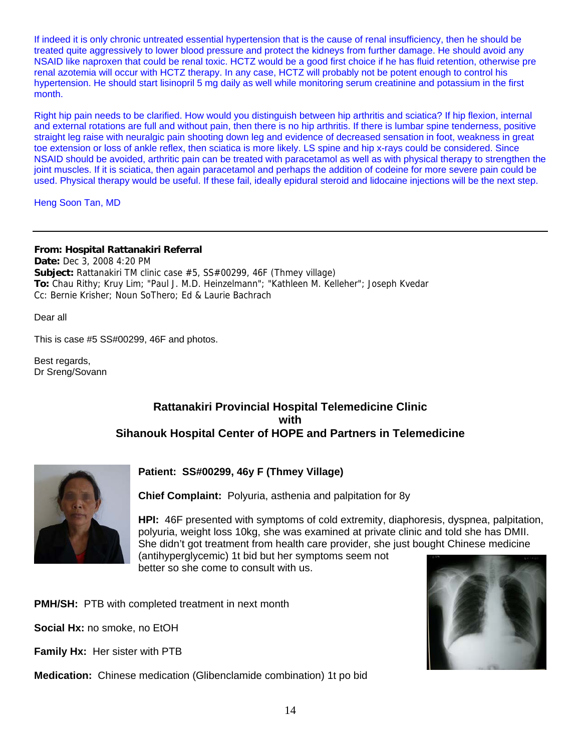If indeed it is only chronic untreated essential hypertension that is the cause of renal insufficiency, then he should be treated quite aggressively to lower blood pressure and protect the kidneys from further damage. He should avoid any NSAID like naproxen that could be renal toxic. HCTZ would be a good first choice if he has fluid retention, otherwise pre renal azotemia will occur with HCTZ therapy. In any case, HCTZ will probably not be potent enough to control his hypertension. He should start lisinopril 5 mg daily as well while monitoring serum creatinine and potassium in the first month.

Right hip pain needs to be clarified. How would you distinguish between hip arthritis and sciatica? If hip flexion, internal and external rotations are full and without pain, then there is no hip arthritis. If there is lumbar spine tenderness, positive straight leg raise with neuralgic pain shooting down leg and evidence of decreased sensation in foot, weakness in great toe extension or loss of ankle reflex, then sciatica is more likely. LS spine and hip x-rays could be considered. Since NSAID should be avoided, arthritic pain can be treated with paracetamol as well as with physical therapy to strengthen the joint muscles. If it is sciatica, then again paracetamol and perhaps the addition of codeine for more severe pain could be used. Physical therapy would be useful. If these fail, ideally epidural steroid and lidocaine injections will be the next step.

Heng Soon Tan, MD

---

**From: Hospital Rattanakiri Referral**
**Date:** Dec 3, 2008 4:20 PM
**Subject:** Rattanakiri TM clinic case #5, SS#00299, 46F (Thmey village)
**To:** Chau Rithy; Kruy Lim; "Paul J. M.D. Heinzelmann"; "Kathleen M. Kelleher"; Joseph Kvedar
Cc: Bernie Krisher; Noun SoThero; Ed & Laurie Bachrach

Dear all

This is case #5 SS#00299, 46F and photos.

Best regards,
Dr Sreng/Sovann

## Rattanakiri Provincial Hospital Telemedicine Clinic with Sihanouk Hospital Center of HOPE and Partners in Telemedicine

**Patient: SS#00299, 46y F (Thmey Village)**

**Chief Complaint:** Polyuria, asthenia and palpitation for 8y

**HPI:** 46F presented with symptoms of cold extremity, diaphoresis, dyspnea, palpitation, polyuria, weight loss 10kg, she was examined at private clinic and told she has DMII. She didn't got treatment from health care provider, she just bought Chinese medicine (antihyperglycemic) 1t bid but her symptoms seem not better so she come to consult with us.

**PMH/SH:** PTB with completed treatment in next month

**Social Hx:** no smoke, no EtOH

**Family Hx:** Her sister with PTB

**Medication:** Chinese medication (Glibenclamide combination) 1t po bid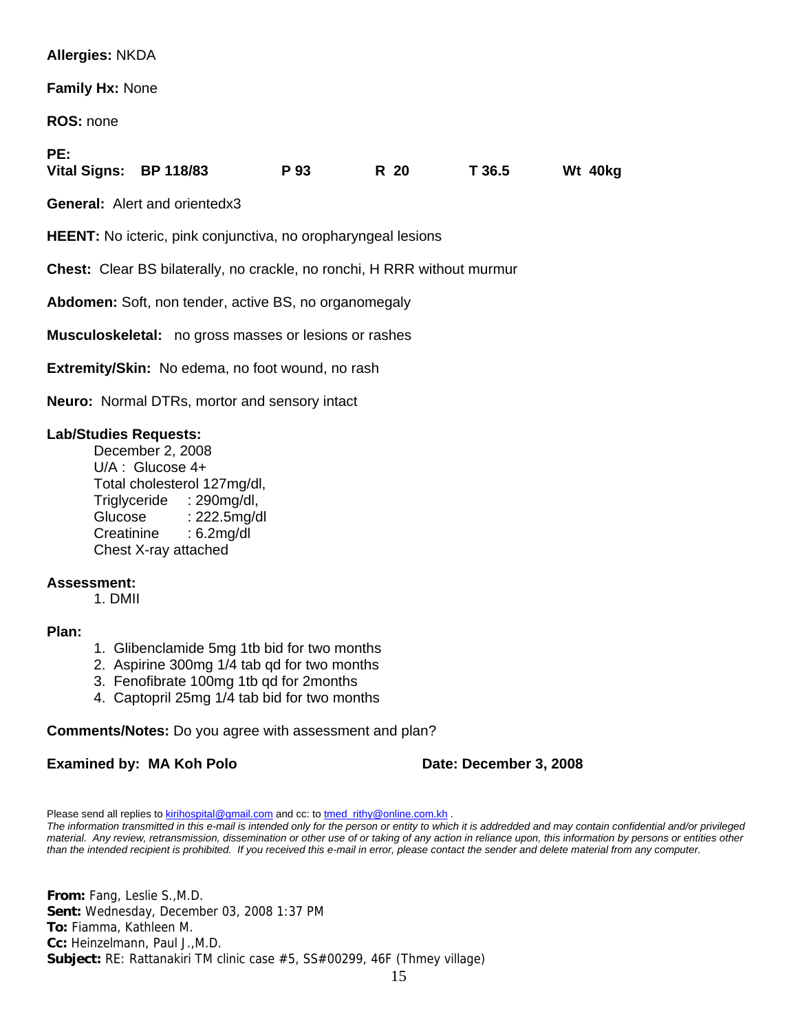**Allergies:** NKDA

**Family Hx:** None

**ROS:** none

**PE:**
**Vital Signs: BP 118/83 P 93 R 20 T 36.5 Wt 40kg**

**General:** Alert and orientedx3

**HEENT:** No icteric, pink conjunctiva, no oropharyngeal lesions

**Chest:** Clear BS bilaterally, no crackle, no ronchi, H RRR without murmur

**Abdomen:** Soft, non tender, active BS, no organomegaly

**Musculoskeletal:** no gross masses or lesions or rashes

**Extremity/Skin:** No edema, no foot wound, no rash

**Neuro:** Normal DTRs, mortor and sensory intact

**Lab/Studies Requests:**

December 2, 2008
U/A : Glucose 4+
Total cholesterol 127mg/dl,
Triglyceride : 290mg/dl,
Glucose : 222.5mg/dl
Creatinine : 6.2mg/dl
Chest X-ray attached

**Assessment:**

1. DMII

**Plan:**

1. Glibenclamide 5mg 1tb bid for two months
2. Aspirine 300mg 1/4 tab qd for two months
3. Fenofibrate 100mg 1tb qd for 2months
4. Captopril 25mg 1/4 tab bid for two months

**Comments/Notes:** Do you agree with assessment and plan?

**Examined by: MA Koh Polo** **Date: December 3, 2008**

Please send all replies to kirihospital@gmail.com and cc: to tmed_rithy@online.com.kh .
*The information transmitted in this e-mail is intended only for the person or entity to which it is addredded and may contain confidential and/or privileged material. Any review, retransmission, dissemination or other use of or taking of any action in reliance upon, this information by persons or entities other than the intended recipient is prohibited. If you received this e-mail in error, please contact the sender and delete material from any computer.*

**From:** Fang, Leslie S.,M.D.
**Sent:** Wednesday, December 03, 2008 1:37 PM
**To:** Fiamma, Kathleen M.
**Cc:** Heinzelmann, Paul J.,M.D.
**Subject:** RE: Rattanakiri TM clinic case #5, SS#00299, 46F (Thmey village)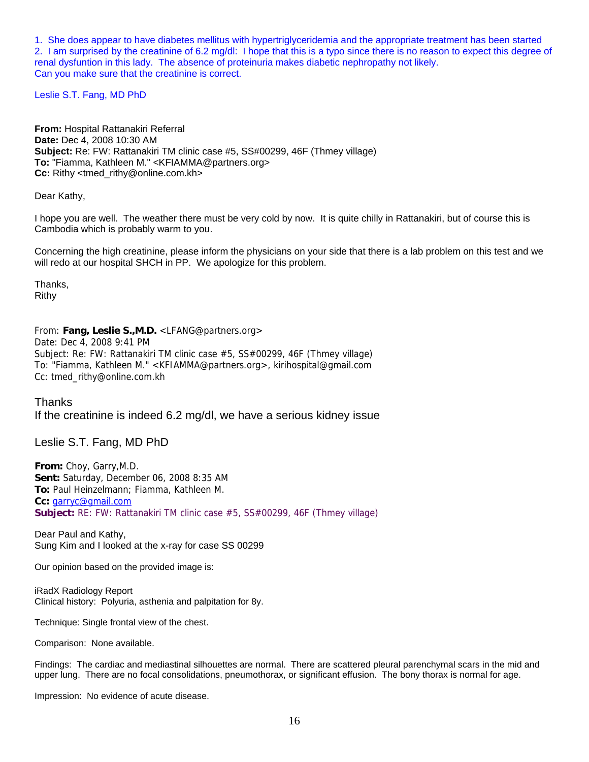1. She does appear to have diabetes mellitus with hypertriglyceridemia and the appropriate treatment has been started
2. I am surprised by the creatinine of 6.2 mg/dl: I hope that this is a typo since there is no reason to expect this degree of renal dysfuntion in this lady. The absence of proteinuria makes diabetic nephropathy not likely.

Can you make sure that the creatinine is correct.

Leslie S.T. Fang, MD PhD

**From:** Hospital Rattanakiri Referral
**Date:** Dec 4, 2008 10:30 AM
**Subject:** Re: FW: Rattanakiri TM clinic case #5, SS#00299, 46F (Thmey village)
**To:** "Fiamma, Kathleen M." <KFIAMMA@partners.org>
**Cc:** Rithy <tmed_rithy@online.com.kh>

Dear Kathy,

I hope you are well. The weather there must be very cold by now. It is quite chilly in Rattanakiri, but of course this is Cambodia which is probably warm to you.

Concerning the high creatinine, please inform the physicians on your side that there is a lab problem on this test and we will redo at our hospital SHCH in PP. We apologize for this problem.

Thanks,
Rithy

From: **Fang, Leslie S.,M.D.** <LFANG@partners.org>
Date: Dec 4, 2008 9:41 PM
Subject: Re: FW: Rattanakiri TM clinic case #5, SS#00299, 46F (Thmey village)
To: "Fiamma, Kathleen M." <KFIAMMA@partners.org>, kirihospital@gmail.com
Cc: tmed_rithy@online.com.kh

Thanks
If the creatinine is indeed 6.2 mg/dl, we have a serious kidney issue

Leslie S.T. Fang, MD PhD

**From:** Choy, Garry,M.D.
**Sent:** Saturday, December 06, 2008 8:35 AM
**To:** Paul Heinzelmann; Fiamma, Kathleen M.
**Cc:** garryc@gmail.com
**Subject:** RE: FW: Rattanakiri TM clinic case #5, SS#00299, 46F (Thmey village)

Dear Paul and Kathy,
Sung Kim and I looked at the x-ray for case SS 00299

Our opinion based on the provided image is:

iRadX Radiology Report
Clinical history: Polyuria, asthenia and palpitation for 8y.

Technique: Single frontal view of the chest.

Comparison: None available.

Findings: The cardiac and mediastinal silhouettes are normal. There are scattered pleural parenchymal scars in the mid and upper lung. There are no focal consolidations, pneumothorax, or significant effusion. The bony thorax is normal for age.

Impression: No evidence of acute disease.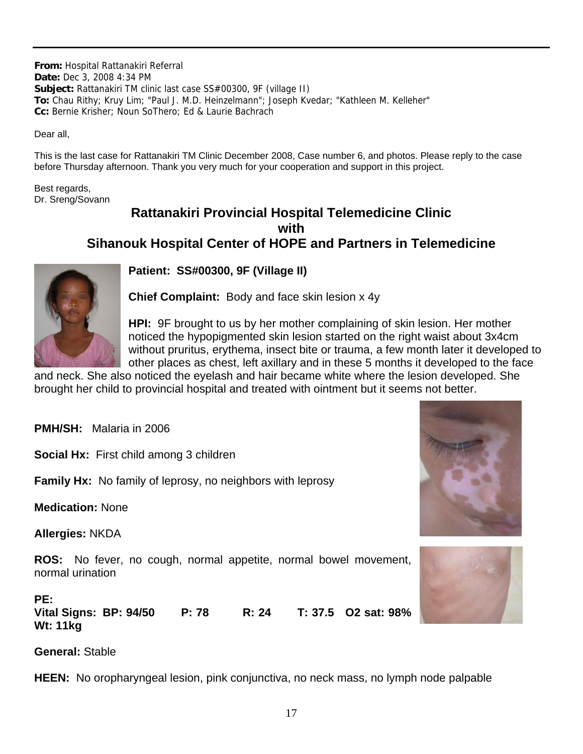**From:** Hospital Rattanakiri Referral
**Date:** Dec 3, 2008 4:34 PM
**Subject:** Rattanakiri TM clinic last case SS#00300, 9F (village II)
**To:** Chau Rithy; Kruy Lim; "Paul J. M.D. Heinzelmann"; Joseph Kvedar; "Kathleen M. Kelleher"
**Cc:** Bernie Krisher; Noun SoThero; Ed & Laurie Bachrach

Dear all,

This is the last case for Rattanakiri TM Clinic December 2008, Case number 6, and photos. Please reply to the case before Thursday afternoon. Thank you very much for your cooperation and support in this project.

Best regards,
Dr. Sreng/Sovann

## Rattanakiri Provincial Hospital Telemedicine Clinic with Sihanouk Hospital Center of HOPE and Partners in Telemedicine

**Patient: SS#00300, 9F (Village II)**

**Chief Complaint:** Body and face skin lesion x 4y

**HPI:** 9F brought to us by her mother complaining of skin lesion. Her mother noticed the hypopigmented skin lesion started on the right waist about 3x4cm without pruritus, erythema, insect bite or trauma, a few month later it developed to other places as chest, left axillary and in these 5 months it developed to the face and neck. She also noticed the eyelash and hair became white where the lesion developed. She brought her child to provincial hospital and treated with ointment but it seems not better.

**PMH/SH:** Malaria in 2006

**Social Hx:** First child among 3 children

**Family Hx:** No family of leprosy, no neighbors with leprosy

**Medication:** None

**Allergies:** NKDA

**ROS:** No fever, no cough, normal appetite, normal bowel movement, normal urination

**PE:**
**Vital Signs: BP: 94/50 P: 78 R: 24 T: 37.5 O2 sat: 98%**
**Wt: 11kg**

**General:** Stable

**HEEN:** No oropharyngeal lesion, pink conjunctiva, no neck mass, no lymph node palpable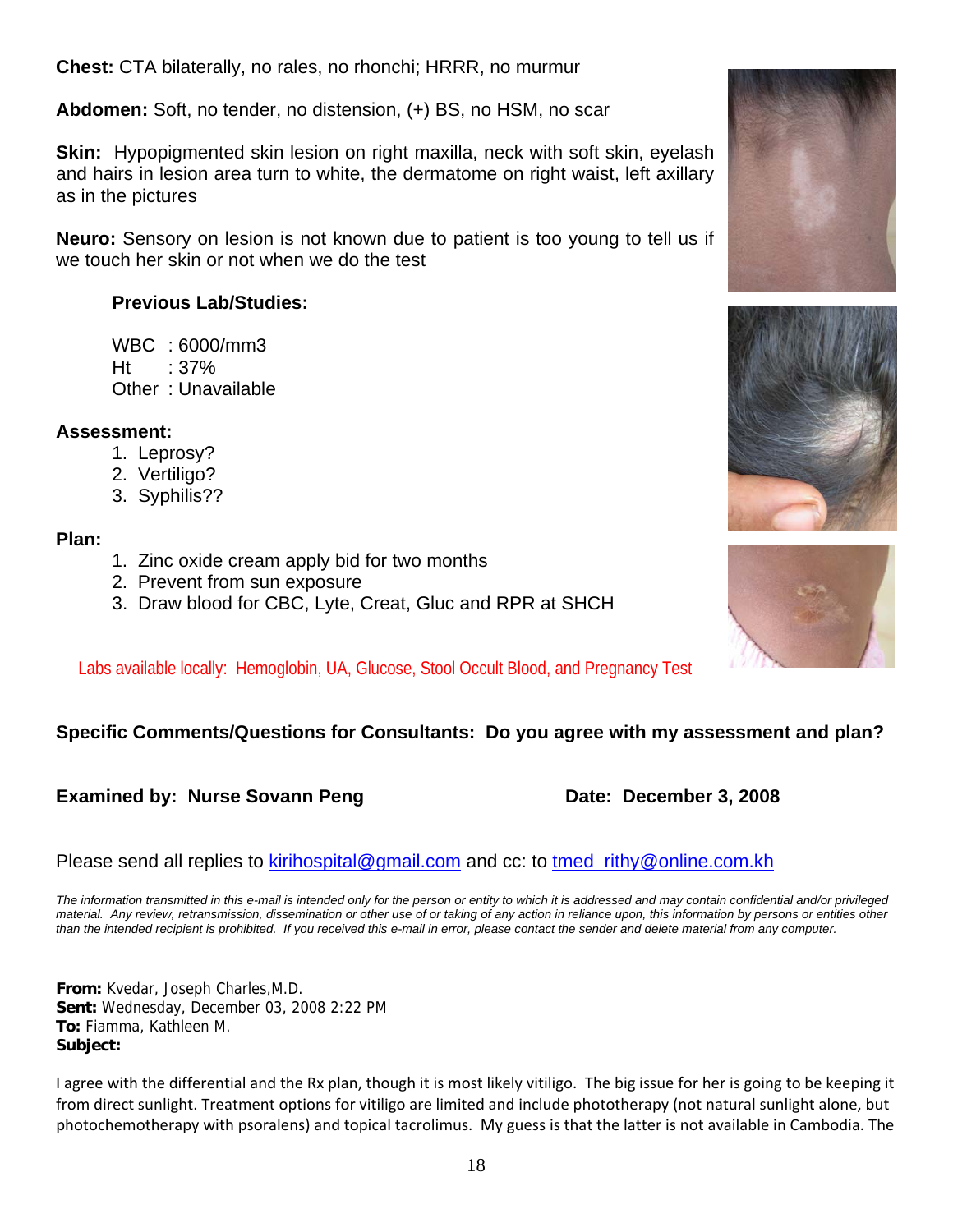**Chest:** CTA bilaterally, no rales, no rhonchi; HRRR, no murmur

**Abdomen:** Soft, no tender, no distension, (+) BS, no HSM, no scar

**Skin:** Hypopigmented skin lesion on right maxilla, neck with soft skin, eyelash and hairs in lesion area turn to white, the dermatome on right waist, left axillary as in the pictures

**Neuro:** Sensory on lesion is not known due to patient is too young to tell us if we touch her skin or not when we do the test

**Previous Lab/Studies:**

WBC : 6000/mm3
Ht : 37%
Other : Unavailable

**Assessment:**

1. Leprosy?
2. Vertiligo?
3. Syphilis??

**Plan:**

1. Zinc oxide cream apply bid for two months
2. Prevent from sun exposure
3. Draw blood for CBC, Lyte, Creat, Gluc and RPR at SHCH

Labs available locally: Hemoglobin, UA, Glucose, Stool Occult Blood, and Pregnancy Test

**Specific Comments/Questions for Consultants: Do you agree with my assessment and plan?**

**Examined by: Nurse Sovann Peng** **Date: December 3, 2008**

Please send all replies to kirihospital@gmail.com and cc: to tmed_rithy@online.com.kh

*The information transmitted in this e-mail is intended only for the person or entity to which it is addressed and may contain confidential and/or privileged material. Any review, retransmission, dissemination or other use of or taking of any action in reliance upon, this information by persons or entities other than the intended recipient is prohibited. If you received this e-mail in error, please contact the sender and delete material from any computer.*

**From:** Kvedar, Joseph Charles,M.D.
**Sent:** Wednesday, December 03, 2008 2:22 PM
**To:** Fiamma, Kathleen M.
**Subject:**

I agree with the differential and the Rx plan, though it is most likely vitiligo. The big issue for her is going to be keeping it from direct sunlight. Treatment options for vitiligo are limited and include phototherapy (not natural sunlight alone, but photochemotherapy with psoralens) and topical tacrolimus. My guess is that the latter is not available in Cambodia. The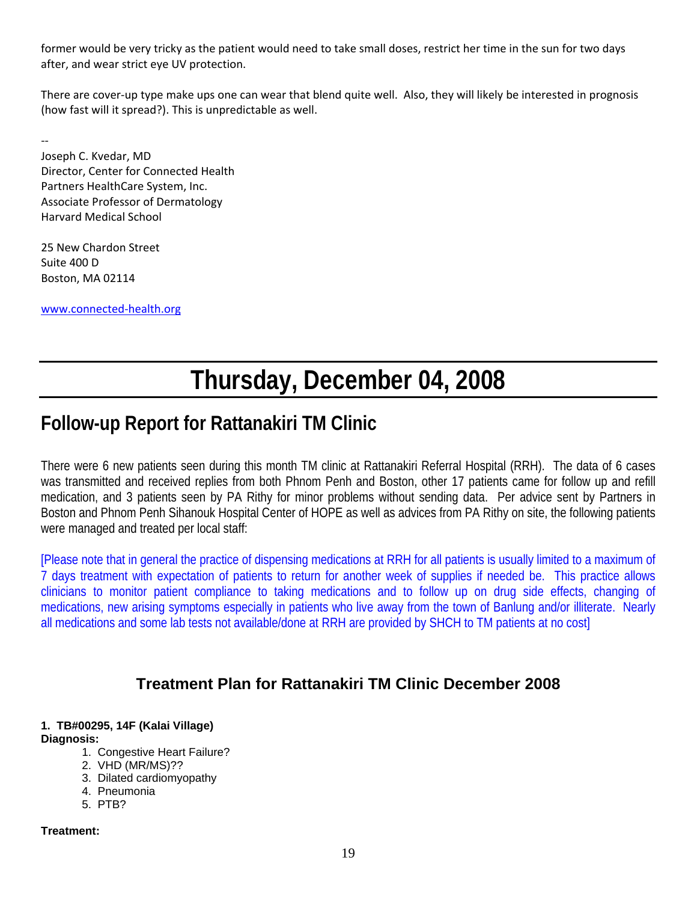former would be very tricky as the patient would need to take small doses, restrict her time in the sun for two days after, and wear strict eye UV protection.

There are cover-up type make ups one can wear that blend quite well. Also, they will likely be interested in prognosis (how fast will it spread?). This is unpredictable as well.

--
Joseph C. Kvedar, MD
Director, Center for Connected Health
Partners HealthCare System, Inc.
Associate Professor of Dermatology
Harvard Medical School

25 New Chardon Street
Suite 400 D
Boston, MA 02114

www.connected-health.org

# Thursday, December 04, 2008

## Follow-up Report for Rattanakiri TM Clinic

There were 6 new patients seen during this month TM clinic at Rattanakiri Referral Hospital (RRH). The data of 6 cases was transmitted and received replies from both Phnom Penh and Boston, other 17 patients came for follow up and refill medication, and 3 patients seen by PA Rithy for minor problems without sending data. Per advice sent by Partners in Boston and Phnom Penh Sihanouk Hospital Center of HOPE as well as advices from PA Rithy on site, the following patients were managed and treated per local staff:

[Please note that in general the practice of dispensing medications at RRH for all patients is usually limited to a maximum of 7 days treatment with expectation of patients to return for another week of supplies if needed be. This practice allows clinicians to monitor patient compliance to taking medications and to follow up on drug side effects, changing of medications, new arising symptoms especially in patients who live away from the town of Banlung and/or illiterate. Nearly all medications and some lab tests not available/done at RRH are provided by SHCH to TM patients at no cost]

### Treatment Plan for Rattanakiri TM Clinic December 2008

**1. TB#00295, 14F (Kalai Village)**
**Diagnosis:**

1. Congestive Heart Failure?
2. VHD (MR/MS)??
3. Dilated cardiomyopathy
4. Pneumonia
5. PTB?

**Treatment:**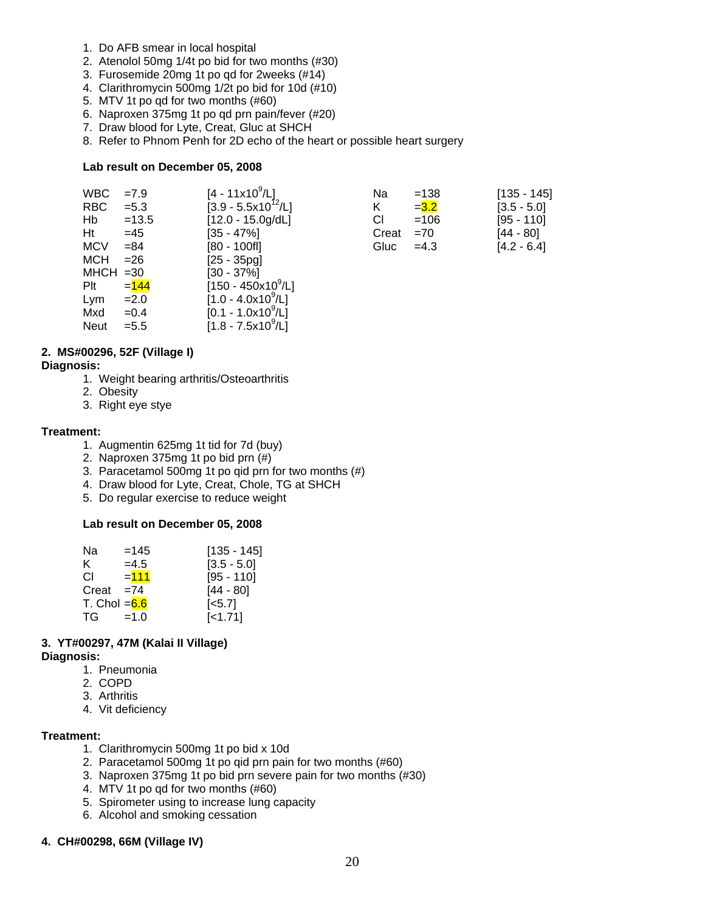1. Do AFB smear in local hospital
2. Atenolol 50mg 1/4t po bid for two months (#30)
3. Furosemide 20mg 1t po qd for 2weeks (#14)
4. Clarithromycin 500mg 1/2t po bid for 10d (#10)
5. MTV 1t po qd for two months (#60)
6. Naproxen 375mg 1t po qd prn pain/fever (#20)
7. Draw blood for Lyte, Creat, Gluc at SHCH
8. Refer to Phnom Penh for 2D echo of the heart or possible heart surgery

**Lab result on December 05, 2008**

| | | | | | |
|---|---|---|---|---|---|
| WBC | =7.9 | [4 - 11x10$^9$/L] | Na | =138 | [135 - 145] |
| RBC | =5.3 | [3.9 - 5.5x10$^{12}$/L] | K | =3.2 | [3.5 - 5.0] |
| Hb | =13.5 | [12.0 - 15.0g/dL] | Cl | =106 | [95 - 110] |
| Ht | =45 | [35 - 47%] | Creat | =70 | [44 - 80] |
| MCV | =84 | [80 - 100fl] | Gluc | =4.3 | [4.2 - 6.4] |
| MCH | =26 | [25 - 35pg] | | | |
| MHCH | =30 | [30 - 37%] | | | |
| Plt | =144 | [150 - 450x10$^9$/L] | | | |
| Lym | =2.0 | [1.0 - 4.0x10$^9$/L] | | | |
| Mxd | =0.4 | [0.1 - 1.0x10$^9$/L] | | | |
| Neut | =5.5 | [1.8 - 7.5x10$^9$/L] | | | |

**2. MS#00296, 52F (Village I)**

**Diagnosis:**

1. Weight bearing arthritis/Osteoarthritis
2. Obesity
3. Right eye stye

**Treatment:**

1. Augmentin 625mg 1t tid for 7d (buy)
2. Naproxen 375mg 1t po bid prn (#)
3. Paracetamol 500mg 1t po qid prn for two months (#)
4. Draw blood for Lyte, Creat, Chole, TG at SHCH
5. Do regular exercise to reduce weight

**Lab result on December 05, 2008**

| | | |
|---|---|---|
| Na | =145 | [135 - 145] |
| K | =4.5 | [3.5 - 5.0] |
| Cl | =111 | [95 - 110] |
| Creat | =74 | [44 - 80] |
| T. Chol | =6.6 | [<5.7] |
| TG | =1.0 | [<1.71] |

**3. YT#00297, 47M (Kalai II Village)**

**Diagnosis:**

1. Pneumonia
2. COPD
3. Arthritis
4. Vit deficiency

**Treatment:**

1. Clarithromycin 500mg 1t po bid x 10d
2. Paracetamol 500mg 1t po qid prn pain for two months (#60)
3. Naproxen 375mg 1t po bid prn severe pain for two months (#30)
4. MTV 1t po qd for two months (#60)
5. Spirometer using to increase lung capacity
6. Alcohol and smoking cessation

**4. CH#00298, 66M (Village IV)**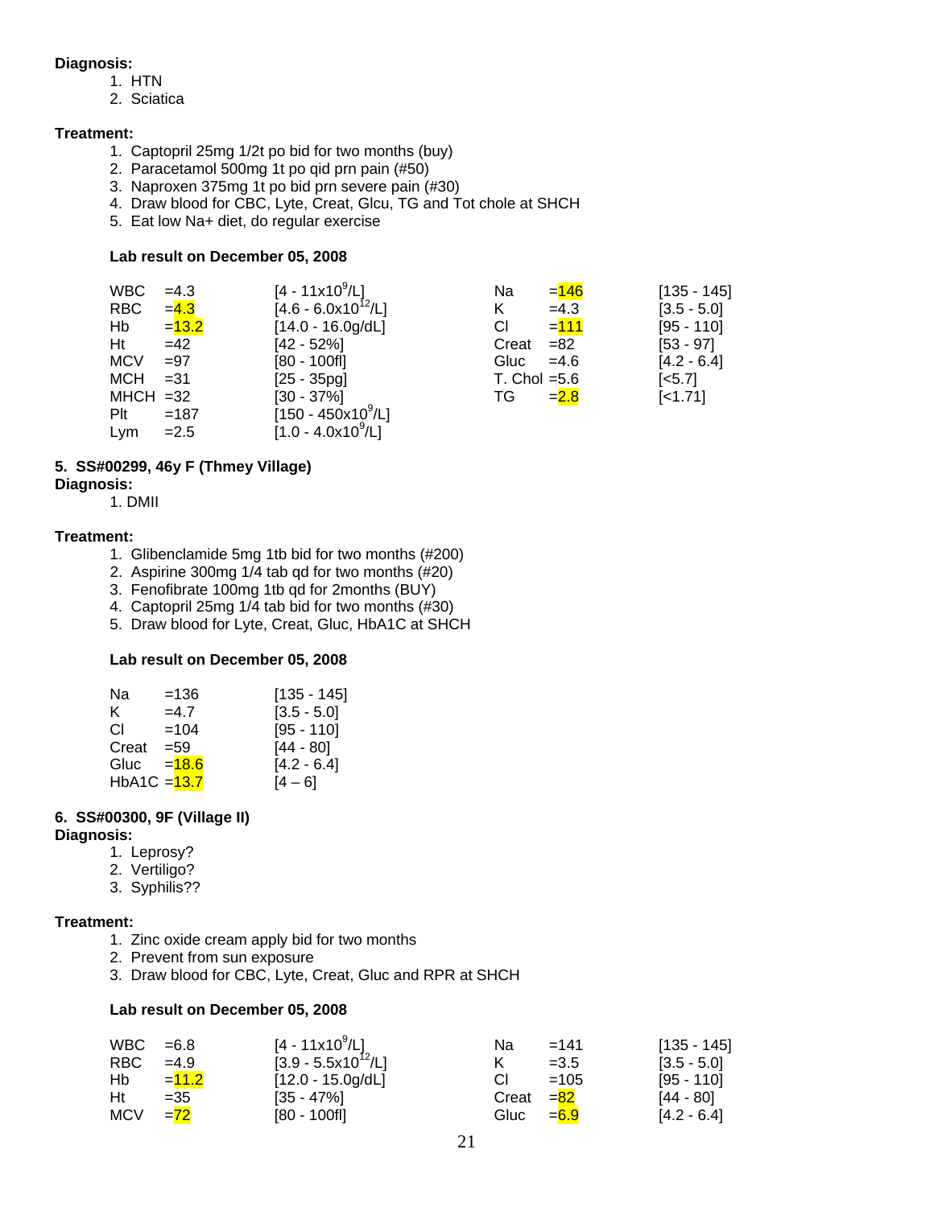**Diagnosis:**

1. HTN
2. Sciatica

**Treatment:**

1. Captopril 25mg 1/2t po bid for two months (buy)
2. Paracetamol 500mg 1t po qid prn pain (#50)
3. Naproxen 375mg 1t po bid prn severe pain (#30)
4. Draw blood for CBC, Lyte, Creat, Glcu, TG and Tot chole at SHCH
5. Eat low Na+ diet, do regular exercise

**Lab result on December 05, 2008**

| | | | | | |
|---|---|---|---|---|---|
| WBC | =4.3 | [4 - 11x $10^9$/L] | Na | =146 | [135 - 145] |
| RBC | =4.3 | [4.6 - 6.0x $10^{12}$/L] | K | =4.3 | [3.5 - 5.0] |
| Hb | =13.2 | [14.0 - 16.0g/dL] | Cl | =111 | [95 - 110] |
| Ht | =42 | [42 - 52%] | Creat | =82 | [53 - 97] |
| MCV | =97 | [80 - 100fl] | Gluc | =4.6 | [4.2 - 6.4] |
| MCH | =31 | [25 - 35pg] | T. Chol | =5.6 | [<5.7] |
| MHCH | =32 | [30 - 37%] | TG | =2.8 | [<1.71] |
| Plt | =187 | [150 - 450x $10^9$/L] | | | |
| Lym | =2.5 | [1.0 - 4.0x $10^9$/L] | | | |

**5. SS#00299, 46y F (Thmey Village)**

**Diagnosis:**

1. DMII

**Treatment:**

1. Glibenclamide 5mg 1tb bid for two months (#200)
2. Aspirine 300mg 1/4 tab qd for two months (#20)
3. Fenofibrate 100mg 1tb qd for 2months (BUY)
4. Captopril 25mg 1/4 tab bid for two months (#30)
5. Draw blood for Lyte, Creat, Gluc, HbA1C at SHCH

**Lab result on December 05, 2008**

| | | |
|---|---|---|
| Na | =136 | [135 - 145] |
| K | =4.7 | [3.5 - 5.0] |
| Cl | =104 | [95 - 110] |
| Creat | =59 | [44 - 80] |
| Gluc | =18.6 | [4.2 - 6.4] |
| HbA1C | =13.7 | [4 – 6] |

**6. SS#00300, 9F (Village II)**

**Diagnosis:**

1. Leprosy?
2. Vertiligo?
3. Syphilis??

**Treatment:**

1. Zinc oxide cream apply bid for two months
2. Prevent from sun exposure
3. Draw blood for CBC, Lyte, Creat, Gluc and RPR at SHCH

**Lab result on December 05, 2008**

| | | | | | |
|---|---|---|---|---|---|
| WBC | =6.8 | [4 - 11x $10^9$/L] | Na | =141 | [135 - 145] |
| RBC | =4.9 | [3.9 - 5.5x $10^{12}$/L] | K | =3.5 | [3.5 - 5.0] |
| Hb | =11.2 | [12.0 - 15.0g/dL] | Cl | =105 | [95 - 110] |
| Ht | =35 | [35 - 47%] | Creat | =82 | [44 - 80] |
| MCV | =72 | [80 - 100fl] | Gluc | =6.9 | [4.2 - 6.4] |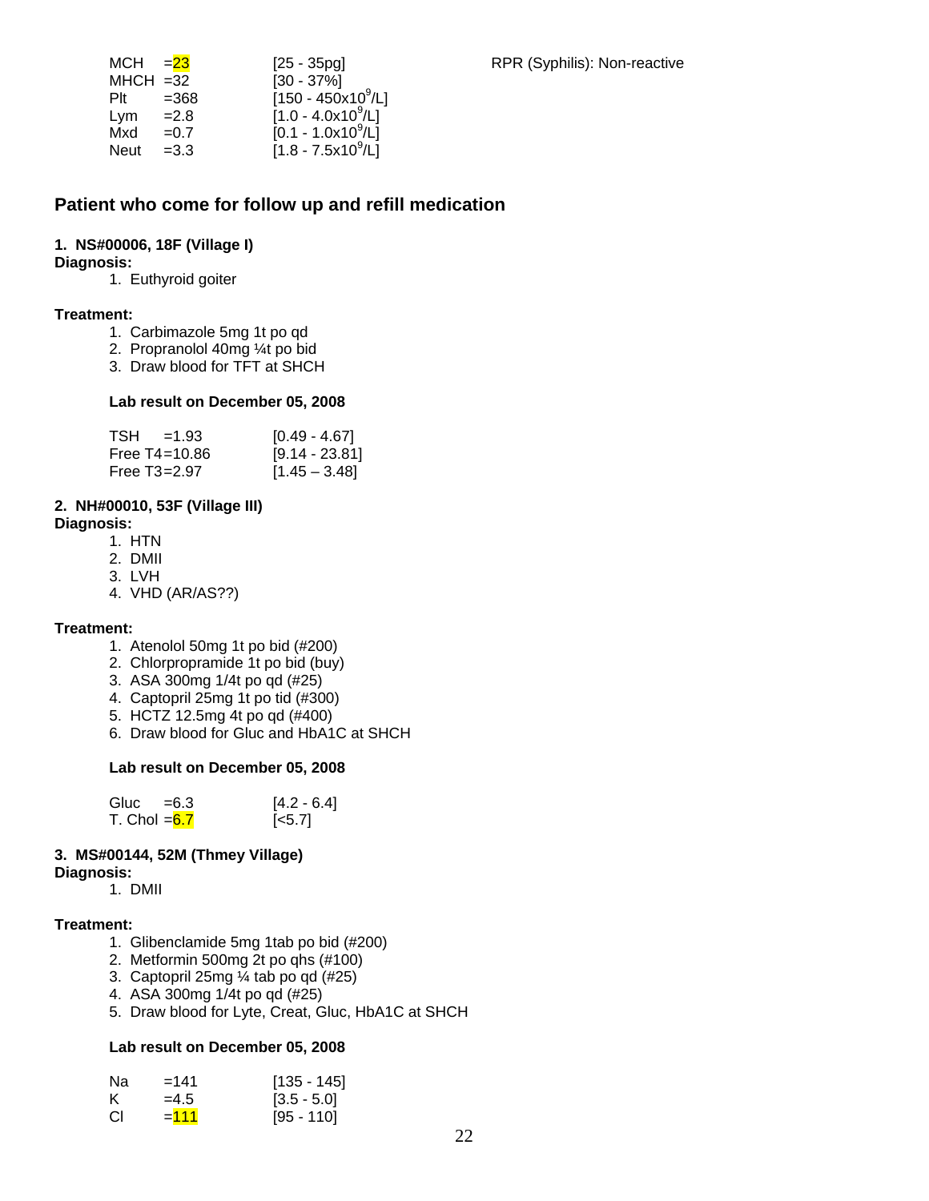| | | |
|---|---|---|
| MCH | =23 | [25 - 35pg] |
| MHCH | =32 | [30 - 37%] |
| Plt | =368 | [150 - 450x10$^9$/L] |
| Lym | =2.8 | [1.0 - 4.0x10$^9$/L] |
| Mxd | =0.7 | [0.1 - 1.0x10$^9$/L] |
| Neut | =3.3 | [1.8 - 7.5x10$^9$/L] |

RPR (Syphilis): Non-reactive

## Patient who come for follow up and refill medication

**1. NS#00006, 18F (Village I)**

**Diagnosis:**

1. Euthyroid goiter

**Treatment:**

1. Carbimazole 5mg 1t po qd
2. Propranolol 40mg ¼t po bid
3. Draw blood for TFT at SHCH

**Lab result on December 05, 2008**

| | | |
|---|---|---|
| TSH | =1.93 | [0.49 - 4.67] |
| Free T4 | =10.86 | [9.14 - 23.81] |
| Free T3 | =2.97 | [1.45 – 3.48] |

**2. NH#00010, 53F (Village III)**

**Diagnosis:**

1. HTN
2. DMII
3. LVH
4. VHD (AR/AS??)

**Treatment:**

1. Atenolol 50mg 1t po bid (#200)
2. Chlorpropramide 1t po bid (buy)
3. ASA 300mg 1/4t po qd (#25)
4. Captopril 25mg 1t po tid (#300)
5. HCTZ 12.5mg 4t po qd (#400)
6. Draw blood for Gluc and HbA1C at SHCH

**Lab result on December 05, 2008**

| | | |
|---|---|---|
| Gluc | =6.3 | [4.2 - 6.4] |
| T. Chol | =6.7 | [<5.7] |

**3. MS#00144, 52M (Thmey Village)**

**Diagnosis:**

1. DMII

**Treatment:**

1. Glibenclamide 5mg 1tab po bid (#200)
2. Metformin 500mg 2t po qhs (#100)
3. Captopril 25mg ¼ tab po qd (#25)
4. ASA 300mg 1/4t po qd (#25)
5. Draw blood for Lyte, Creat, Gluc, HbA1C at SHCH

**Lab result on December 05, 2008**

| | | |
|---|---|---|
| Na | =141 | [135 - 145] |
| K | =4.5 | [3.5 - 5.0] |
| Cl | =111 | [95 - 110] |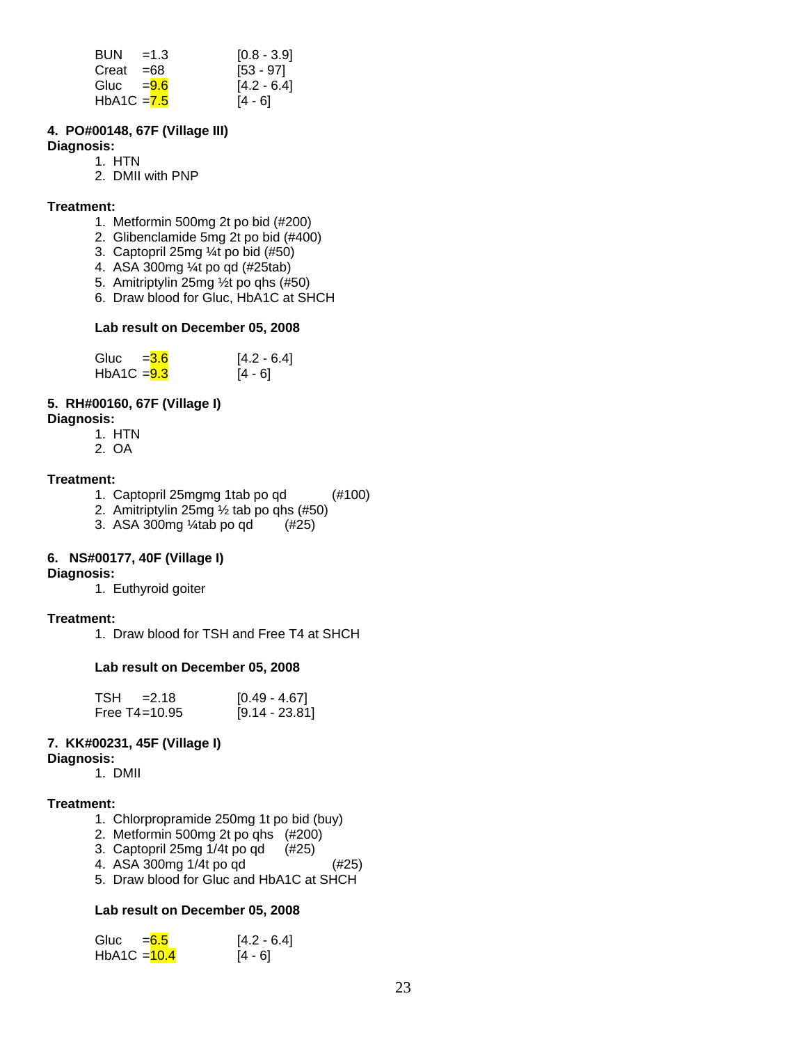BUN =1.3 [0.8 - 3.9]
Creat =68 [53 - 97]
Gluc =9.6 [4.2 - 6.4]
HbA1C =7.5 [4 - 6]

**4. PO#00148, 67F (Village III)**

**Diagnosis:**

1. HTN
2. DMII with PNP

**Treatment:**

1. Metformin 500mg 2t po bid (#200)
2. Glibenclamide 5mg 2t po bid (#400)
3. Captopril 25mg ¼t po bid (#50)
4. ASA 300mg ¼t po qd (#25tab)
5. Amitriptylin 25mg ½t po qhs (#50)
6. Draw blood for Gluc, HbA1C at SHCH

**Lab result on December 05, 2008**

Gluc =3.6 [4.2 - 6.4]
HbA1C =9.3 [4 - 6]

**5. RH#00160, 67F (Village I)**

**Diagnosis:**

1. HTN
2. OA

**Treatment:**

1. Captopril 25mgmg 1tab po qd (#100)
2. Amitriptylin 25mg ½ tab po qhs (#50)
3. ASA 300mg ¼tab po qd (#25)

**6. NS#00177, 40F (Village I)**

**Diagnosis:**

1. Euthyroid goiter

**Treatment:**

1. Draw blood for TSH and Free T4 at SHCH

**Lab result on December 05, 2008**

TSH =2.18 [0.49 - 4.67]
Free T4=10.95 [9.14 - 23.81]

**7. KK#00231, 45F (Village I)**

**Diagnosis:**

1. DMII

**Treatment:**

1. Chlorpropramide 250mg 1t po bid (buy)
2. Metformin 500mg 2t po qhs (#200)
3. Captopril 25mg 1/4t po qd (#25)
4. ASA 300mg 1/4t po qd (#25)
5. Draw blood for Gluc and HbA1C at SHCH

**Lab result on December 05, 2008**

Gluc =6.5 [4.2 - 6.4]
HbA1C =10.4 [4 - 6]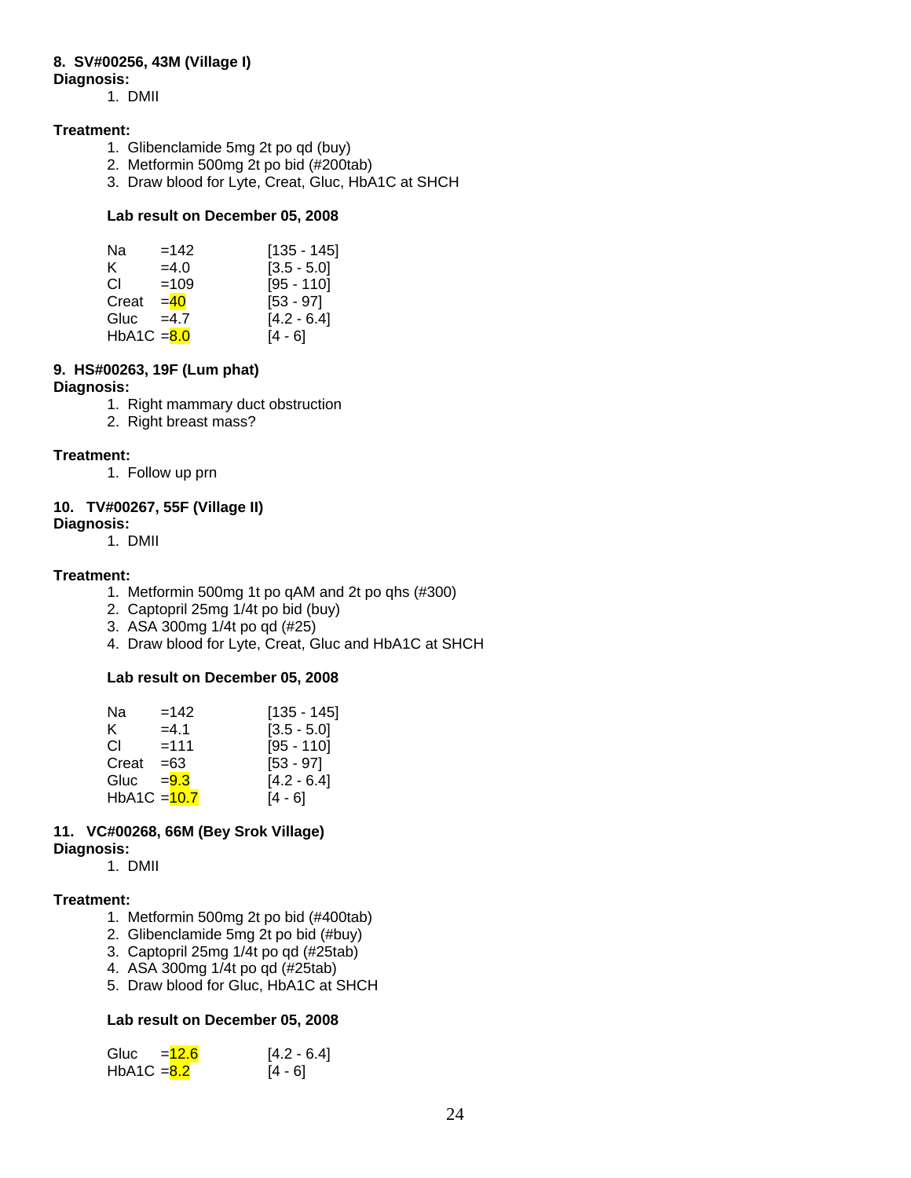**8. SV#00256, 43M (Village I)**

**Diagnosis:**

1. DMII

**Treatment:**

1. Glibenclamide 5mg 2t po qd (buy)
2. Metformin 500mg 2t po bid (#200tab)
3. Draw blood for Lyte, Creat, Gluc, HbA1C at SHCH

**Lab result on December 05, 2008**

| Test | Result | Reference |
|---|---|---|
| Na | =142 | [135 - 145] |
| K | =4.0 | [3.5 - 5.0] |
| Cl | =109 | [95 - 110] |
| Creat | =40 | [53 - 97] |
| Gluc | =4.7 | [4.2 - 6.4] |
| HbA1C | =8.0 | [4 - 6] |

**9. HS#00263, 19F (Lum phat)**

**Diagnosis:**

1. Right mammary duct obstruction
2. Right breast mass?

**Treatment:**

1. Follow up prn

**10. TV#00267, 55F (Village II)**

**Diagnosis:**

1. DMII

**Treatment:**

1. Metformin 500mg 1t po qAM and 2t po qhs (#300)
2. Captopril 25mg 1/4t po bid (buy)
3. ASA 300mg 1/4t po qd (#25)
4. Draw blood for Lyte, Creat, Gluc and HbA1C at SHCH

**Lab result on December 05, 2008**

| Test | Result | Reference |
|---|---|---|
| Na | =142 | [135 - 145] |
| K | =4.1 | [3.5 - 5.0] |
| Cl | =111 | [95 - 110] |
| Creat | =63 | [53 - 97] |
| Gluc | =9.3 | [4.2 - 6.4] |
| HbA1C | =10.7 | [4 - 6] |

**11. VC#00268, 66M (Bey Srok Village)**

**Diagnosis:**

1. DMII

**Treatment:**

1. Metformin 500mg 2t po bid (#400tab)
2. Glibenclamide 5mg 2t po bid (#buy)
3. Captopril 25mg 1/4t po qd (#25tab)
4. ASA 300mg 1/4t po qd (#25tab)
5. Draw blood for Gluc, HbA1C at SHCH

**Lab result on December 05, 2008**

| Test | Result | Reference |
|---|---|---|
| Gluc | =12.6 | [4.2 - 6.4] |
| HbA1C | =8.2 | [4 - 6] |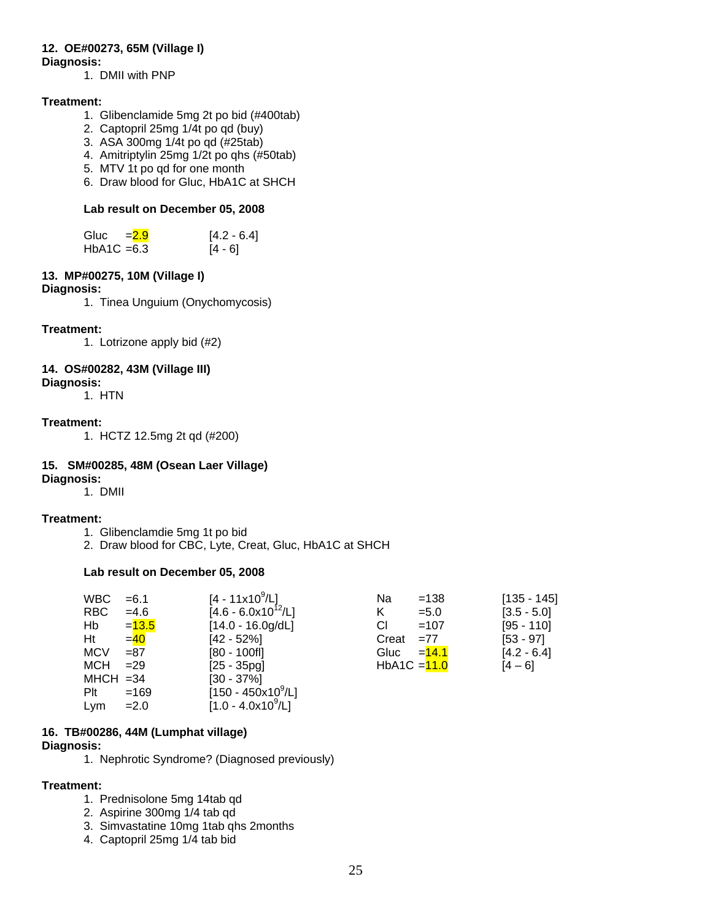**12. OE#00273, 65M (Village I)**

**Diagnosis:**

1. DMII with PNP

**Treatment:**

1. Glibenclamide 5mg 2t po bid (#400tab)
2. Captopril 25mg 1/4t po qd (buy)
3. ASA 300mg 1/4t po qd (#25tab)
4. Amitriptylin 25mg 1/2t po qhs (#50tab)
5. MTV 1t po qd for one month
6. Draw blood for Gluc, HbA1C at SHCH

**Lab result on December 05, 2008**

| Test | Result | Reference |
|---|---|---|
| Gluc | =2.9 | [4.2 - 6.4] |
| HbA1C | =6.3 | [4 - 6] |

**13. MP#00275, 10M (Village I)**

**Diagnosis:**

1. Tinea Unguium (Onychomycosis)

**Treatment:**

1. Lotrizone apply bid (#2)

**14. OS#00282, 43M (Village III)**

**Diagnosis:**

1. HTN

**Treatment:**

1. HCTZ 12.5mg 2t qd (#200)

**15. SM#00285, 48M (Osean Laer Village)**

**Diagnosis:**

1. DMII

**Treatment:**

1. Glibenclamdie 5mg 1t po bid
2. Draw blood for CBC, Lyte, Creat, Gluc, HbA1C at SHCH

**Lab result on December 05, 2008**

| Test | Result | Reference | Test | Result | Reference |
|---|---|---|---|---|---|
| WBC | =6.1 | [4 - 11x10$^9$/L] | Na | =138 | [135 - 145] |
| RBC | =4.6 | [4.6 - 6.0x10$^{12}$/L] | K | =5.0 | [3.5 - 5.0] |
| Hb | =13.5 | [14.0 - 16.0g/dL] | Cl | =107 | [95 - 110] |
| Ht | =40 | [42 - 52%] | Creat | =77 | [53 - 97] |
| MCV | =87 | [80 - 100fl] | Gluc | =14.1 | [4.2 - 6.4] |
| MCH | =29 | [25 - 35pg] | HbA1C | =11.0 | [4 – 6] |
| MHCH | =34 | [30 - 37%] | | | |
| Plt | =169 | [150 - 450x10$^9$/L] | | | |
| Lym | =2.0 | [1.0 - 4.0x10$^9$/L] | | | |

**16. TB#00286, 44M (Lumphat village)**

**Diagnosis:**

1. Nephrotic Syndrome? (Diagnosed previously)

**Treatment:**

1. Prednisolone 5mg 14tab qd
2. Aspirine 300mg 1/4 tab qd
3. Simvastatine 10mg 1tab qhs 2months
4. Captopril 25mg 1/4 tab bid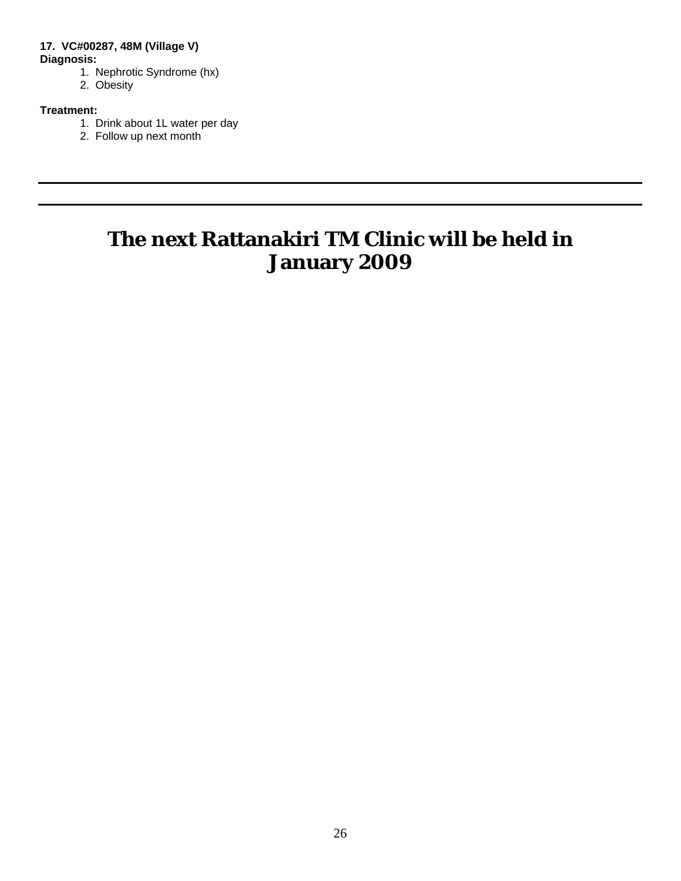**17. VC#00287, 48M (Village V)**

**Diagnosis:**

1. Nephrotic Syndrome (hx)
2. Obesity

**Treatment:**

1. Drink about 1L water per day
2. Follow up next month

---

---

# The next Rattanakiri TM Clinic will be held in January 2009